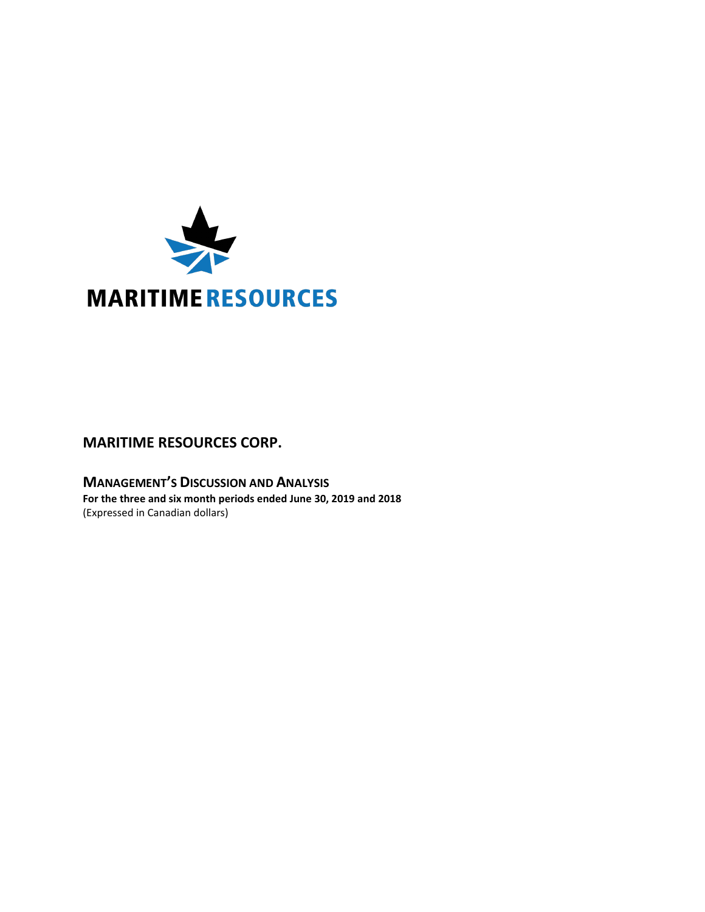MARITIME RESOURCES

# MARITIME RESOURCES CORP.

## Management's Discussion and Analysis

**For the three and six month periods ended June 30, 2019 and 2018**

(Expressed in Canadian dollars)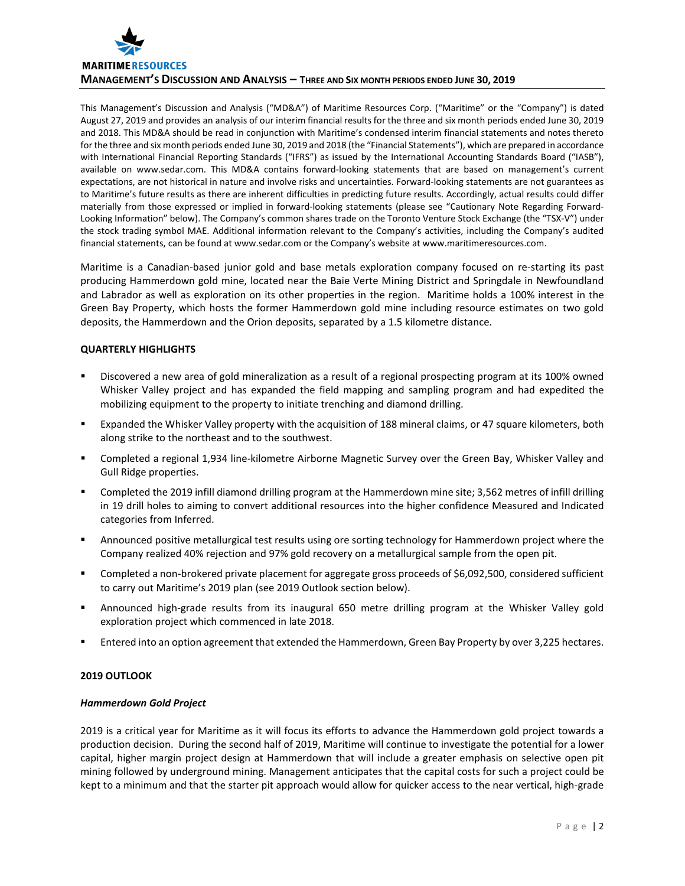This Management's Discussion and Analysis ("MD&A") of Maritime Resources Corp. ("Maritime" or the "Company") is dated August 27, 2019 and provides an analysis of our interim financial results for the three and six month periods ended June 30, 2019 and 2018. This MD&A should be read in conjunction with Maritime's condensed interim financial statements and notes thereto for the three and six month periods ended June 30, 2019 and 2018 (the "Financial Statements"), which are prepared in accordance with International Financial Reporting Standards ("IFRS") as issued by the International Accounting Standards Board ("IASB"), available on www.sedar.com. This MD&A contains forward-looking statements that are based on management's current expectations, are not historical in nature and involve risks and uncertainties. Forward-looking statements are not guarantees as to Maritime's future results as there are inherent difficulties in predicting future results. Accordingly, actual results could differ materially from those expressed or implied in forward-looking statements (please see "Cautionary Note Regarding Forward-Looking Information" below). The Company's common shares trade on the Toronto Venture Stock Exchange (the "TSX-V") under the stock trading symbol MAE. Additional information relevant to the Company's activities, including the Company's audited financial statements, can be found at www.sedar.com or the Company's website at www.maritimeresources.com.

Maritime is a Canadian-based junior gold and base metals exploration company focused on re-starting its past producing Hammerdown gold mine, located near the Baie Verte Mining District and Springdale in Newfoundland and Labrador as well as exploration on its other properties in the region. Maritime holds a 100% interest in the Green Bay Property, which hosts the former Hammerdown gold mine including resource estimates on two gold deposits, the Hammerdown and the Orion deposits, separated by a 1.5 kilometre distance.

## QUARTERLY HIGHLIGHTS

- Discovered a new area of gold mineralization as a result of a regional prospecting program at its 100% owned Whisker Valley project and has expanded the field mapping and sampling program and had expedited the mobilizing equipment to the property to initiate trenching and diamond drilling.
- Expanded the Whisker Valley property with the acquisition of 188 mineral claims, or 47 square kilometers, both along strike to the northeast and to the southwest.
- Completed a regional 1,934 line-kilometre Airborne Magnetic Survey over the Green Bay, Whisker Valley and Gull Ridge properties.
- Completed the 2019 infill diamond drilling program at the Hammerdown mine site; 3,562 metres of infill drilling in 19 drill holes to aiming to convert additional resources into the higher confidence Measured and Indicated categories from Inferred.
- Announced positive metallurgical test results using ore sorting technology for Hammerdown project where the Company realized 40% rejection and 97% gold recovery on a metallurgical sample from the open pit.
- Completed a non-brokered private placement for aggregate gross proceeds of $6,092,500, considered sufficient to carry out Maritime's 2019 plan (see 2019 Outlook section below).
- Announced high-grade results from its inaugural 650 metre drilling program at the Whisker Valley gold exploration project which commenced in late 2018.
- Entered into an option agreement that extended the Hammerdown, Green Bay Property by over 3,225 hectares.

## 2019 OUTLOOK

### *Hammerdown Gold Project*

2019 is a critical year for Maritime as it will focus its efforts to advance the Hammerdown gold project towards a production decision. During the second half of 2019, Maritime will continue to investigate the potential for a lower capital, higher margin project design at Hammerdown that will include a greater emphasis on selective open pit mining followed by underground mining. Management anticipates that the capital costs for such a project could be kept to a minimum and that the starter pit approach would allow for quicker access to the near vertical, high-grade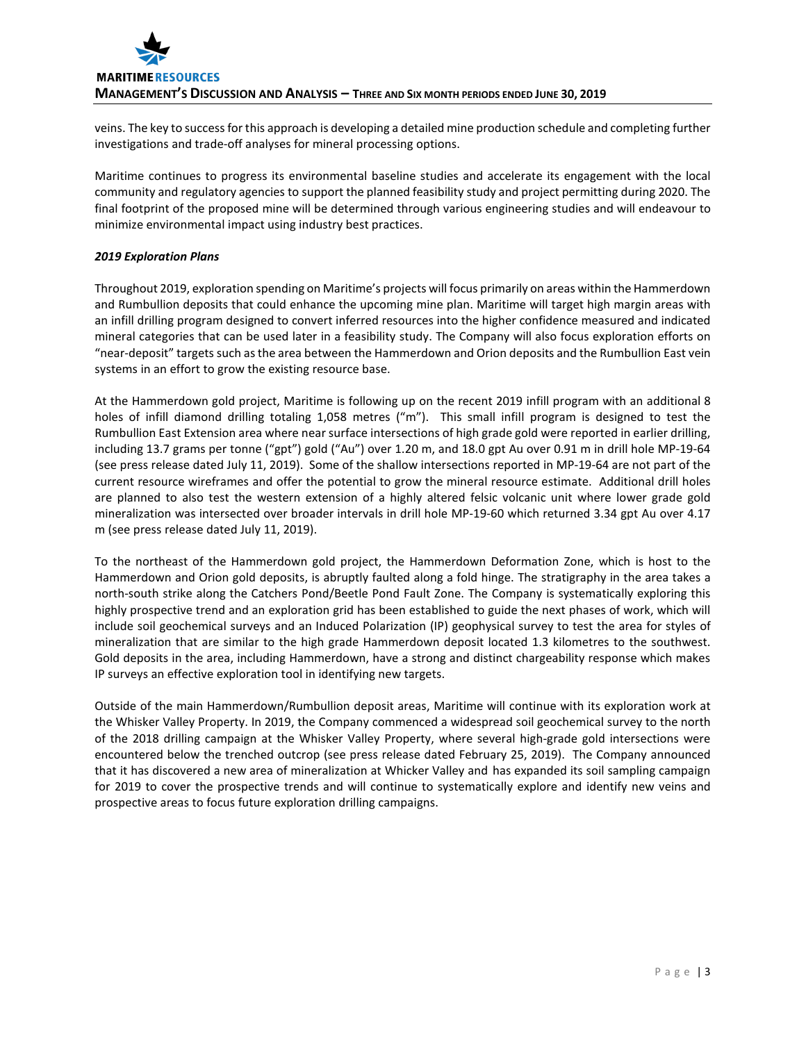veins. The key to success for this approach is developing a detailed mine production schedule and completing further investigations and trade-off analyses for mineral processing options.

Maritime continues to progress its environmental baseline studies and accelerate its engagement with the local community and regulatory agencies to support the planned feasibility study and project permitting during 2020. The final footprint of the proposed mine will be determined through various engineering studies and will endeavour to minimize environmental impact using industry best practices.

***2019 Exploration Plans***

Throughout 2019, exploration spending on Maritime's projects will focus primarily on areas within the Hammerdown and Rumbullion deposits that could enhance the upcoming mine plan. Maritime will target high margin areas with an infill drilling program designed to convert inferred resources into the higher confidence measured and indicated mineral categories that can be used later in a feasibility study. The Company will also focus exploration efforts on "near-deposit" targets such as the area between the Hammerdown and Orion deposits and the Rumbullion East vein systems in an effort to grow the existing resource base.

At the Hammerdown gold project, Maritime is following up on the recent 2019 infill program with an additional 8 holes of infill diamond drilling totaling 1,058 metres ("m"). This small infill program is designed to test the Rumbullion East Extension area where near surface intersections of high grade gold were reported in earlier drilling, including 13.7 grams per tonne ("gpt") gold ("Au") over 1.20 m, and 18.0 gpt Au over 0.91 m in drill hole MP-19-64 (see press release dated July 11, 2019). Some of the shallow intersections reported in MP-19-64 are not part of the current resource wireframes and offer the potential to grow the mineral resource estimate. Additional drill holes are planned to also test the western extension of a highly altered felsic volcanic unit where lower grade gold mineralization was intersected over broader intervals in drill hole MP-19-60 which returned 3.34 gpt Au over 4.17 m (see press release dated July 11, 2019).

To the northeast of the Hammerdown gold project, the Hammerdown Deformation Zone, which is host to the Hammerdown and Orion gold deposits, is abruptly faulted along a fold hinge. The stratigraphy in the area takes a north-south strike along the Catchers Pond/Beetle Pond Fault Zone. The Company is systematically exploring this highly prospective trend and an exploration grid has been established to guide the next phases of work, which will include soil geochemical surveys and an Induced Polarization (IP) geophysical survey to test the area for styles of mineralization that are similar to the high grade Hammerdown deposit located 1.3 kilometres to the southwest. Gold deposits in the area, including Hammerdown, have a strong and distinct chargeability response which makes IP surveys an effective exploration tool in identifying new targets.

Outside of the main Hammerdown/Rumbullion deposit areas, Maritime will continue with its exploration work at the Whisker Valley Property. In 2019, the Company commenced a widespread soil geochemical survey to the north of the 2018 drilling campaign at the Whisker Valley Property, where several high-grade gold intersections were encountered below the trenched outcrop (see press release dated February 25, 2019). The Company announced that it has discovered a new area of mineralization at Whicker Valley and has expanded its soil sampling campaign for 2019 to cover the prospective trends and will continue to systematically explore and identify new veins and prospective areas to focus future exploration drilling campaigns.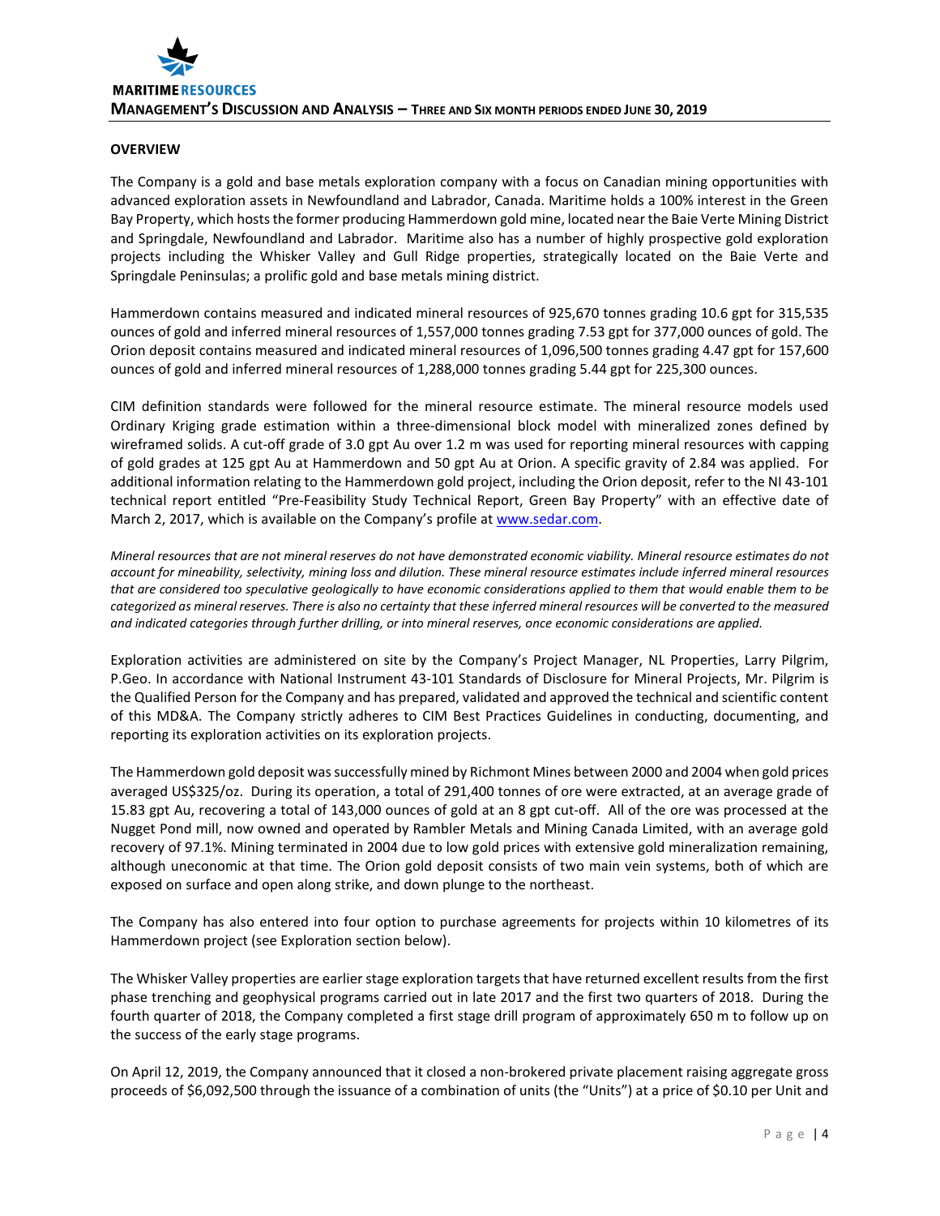## OVERVIEW

The Company is a gold and base metals exploration company with a focus on Canadian mining opportunities with advanced exploration assets in Newfoundland and Labrador, Canada. Maritime holds a 100% interest in the Green Bay Property, which hosts the former producing Hammerdown gold mine, located near the Baie Verte Mining District and Springdale, Newfoundland and Labrador. Maritime also has a number of highly prospective gold exploration projects including the Whisker Valley and Gull Ridge properties, strategically located on the Baie Verte and Springdale Peninsulas; a prolific gold and base metals mining district.

Hammerdown contains measured and indicated mineral resources of 925,670 tonnes grading 10.6 gpt for 315,535 ounces of gold and inferred mineral resources of 1,557,000 tonnes grading 7.53 gpt for 377,000 ounces of gold. The Orion deposit contains measured and indicated mineral resources of 1,096,500 tonnes grading 4.47 gpt for 157,600 ounces of gold and inferred mineral resources of 1,288,000 tonnes grading 5.44 gpt for 225,300 ounces.

CIM definition standards were followed for the mineral resource estimate. The mineral resource models used Ordinary Kriging grade estimation within a three-dimensional block model with mineralized zones defined by wireframed solids. A cut-off grade of 3.0 gpt Au over 1.2 m was used for reporting mineral resources with capping of gold grades at 125 gpt Au at Hammerdown and 50 gpt Au at Orion. A specific gravity of 2.84 was applied. For additional information relating to the Hammerdown gold project, including the Orion deposit, refer to the NI 43-101 technical report entitled "Pre-Feasibility Study Technical Report, Green Bay Property" with an effective date of March 2, 2017, which is available on the Company's profile at www.sedar.com.

*Mineral resources that are not mineral reserves do not have demonstrated economic viability. Mineral resource estimates do not account for mineability, selectivity, mining loss and dilution. These mineral resource estimates include inferred mineral resources that are considered too speculative geologically to have economic considerations applied to them that would enable them to be categorized as mineral reserves. There is also no certainty that these inferred mineral resources will be converted to the measured and indicated categories through further drilling, or into mineral reserves, once economic considerations are applied.*

Exploration activities are administered on site by the Company's Project Manager, NL Properties, Larry Pilgrim, P.Geo. In accordance with National Instrument 43-101 Standards of Disclosure for Mineral Projects, Mr. Pilgrim is the Qualified Person for the Company and has prepared, validated and approved the technical and scientific content of this MD&A. The Company strictly adheres to CIM Best Practices Guidelines in conducting, documenting, and reporting its exploration activities on its exploration projects.

The Hammerdown gold deposit was successfully mined by Richmont Mines between 2000 and 2004 when gold prices averaged US$325/oz. During its operation, a total of 291,400 tonnes of ore were extracted, at an average grade of 15.83 gpt Au, recovering a total of 143,000 ounces of gold at an 8 gpt cut-off. All of the ore was processed at the Nugget Pond mill, now owned and operated by Rambler Metals and Mining Canada Limited, with an average gold recovery of 97.1%. Mining terminated in 2004 due to low gold prices with extensive gold mineralization remaining, although uneconomic at that time. The Orion gold deposit consists of two main vein systems, both of which are exposed on surface and open along strike, and down plunge to the northeast.

The Company has also entered into four option to purchase agreements for projects within 10 kilometres of its Hammerdown project (see Exploration section below).

The Whisker Valley properties are earlier stage exploration targets that have returned excellent results from the first phase trenching and geophysical programs carried out in late 2017 and the first two quarters of 2018. During the fourth quarter of 2018, the Company completed a first stage drill program of approximately 650 m to follow up on the success of the early stage programs.

On April 12, 2019, the Company announced that it closed a non-brokered private placement raising aggregate gross proceeds of $6,092,500 through the issuance of a combination of units (the "Units") at a price of $0.10 per Unit and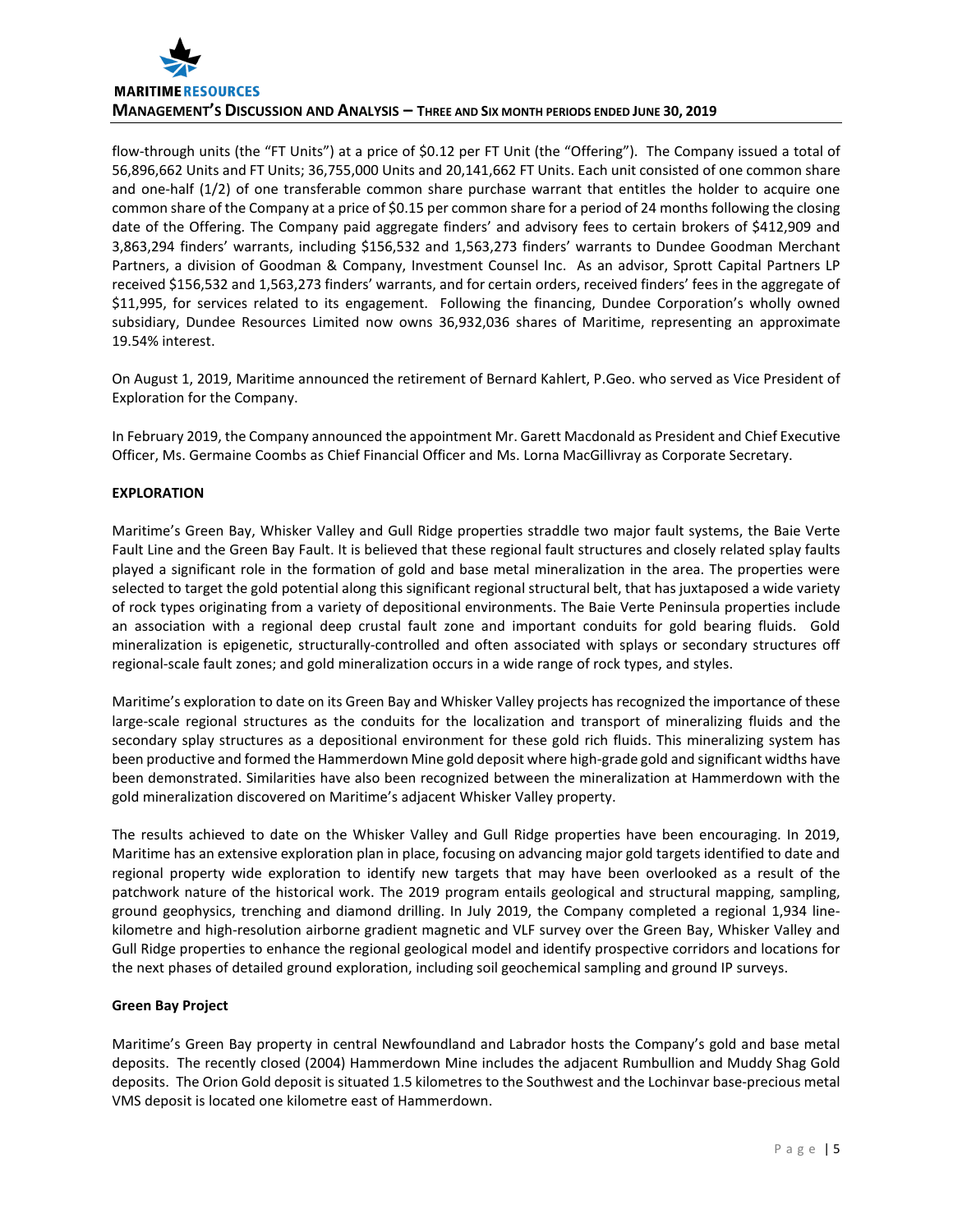flow-through units (the "FT Units") at a price of $0.12 per FT Unit (the "Offering"). The Company issued a total of 56,896,662 Units and FT Units; 36,755,000 Units and 20,141,662 FT Units. Each unit consisted of one common share and one-half (1/2) of one transferable common share purchase warrant that entitles the holder to acquire one common share of the Company at a price of $0.15 per common share for a period of 24 months following the closing date of the Offering. The Company paid aggregate finders' and advisory fees to certain brokers of $412,909 and 3,863,294 finders' warrants, including $156,532 and 1,563,273 finders' warrants to Dundee Goodman Merchant Partners, a division of Goodman & Company, Investment Counsel Inc. As an advisor, Sprott Capital Partners LP received $156,532 and 1,563,273 finders' warrants, and for certain orders, received finders' fees in the aggregate of $11,995, for services related to its engagement. Following the financing, Dundee Corporation's wholly owned subsidiary, Dundee Resources Limited now owns 36,932,036 shares of Maritime, representing an approximate 19.54% interest.

On August 1, 2019, Maritime announced the retirement of Bernard Kahlert, P.Geo. who served as Vice President of Exploration for the Company.

In February 2019, the Company announced the appointment Mr. Garett Macdonald as President and Chief Executive Officer, Ms. Germaine Coombs as Chief Financial Officer and Ms. Lorna MacGillivray as Corporate Secretary.

## EXPLORATION

Maritime's Green Bay, Whisker Valley and Gull Ridge properties straddle two major fault systems, the Baie Verte Fault Line and the Green Bay Fault. It is believed that these regional fault structures and closely related splay faults played a significant role in the formation of gold and base metal mineralization in the area. The properties were selected to target the gold potential along this significant regional structural belt, that has juxtaposed a wide variety of rock types originating from a variety of depositional environments. The Baie Verte Peninsula properties include an association with a regional deep crustal fault zone and important conduits for gold bearing fluids. Gold mineralization is epigenetic, structurally-controlled and often associated with splays or secondary structures off regional-scale fault zones; and gold mineralization occurs in a wide range of rock types, and styles.

Maritime's exploration to date on its Green Bay and Whisker Valley projects has recognized the importance of these large-scale regional structures as the conduits for the localization and transport of mineralizing fluids and the secondary splay structures as a depositional environment for these gold rich fluids. This mineralizing system has been productive and formed the Hammerdown Mine gold deposit where high-grade gold and significant widths have been demonstrated. Similarities have also been recognized between the mineralization at Hammerdown with the gold mineralization discovered on Maritime's adjacent Whisker Valley property.

The results achieved to date on the Whisker Valley and Gull Ridge properties have been encouraging. In 2019, Maritime has an extensive exploration plan in place, focusing on advancing major gold targets identified to date and regional property wide exploration to identify new targets that may have been overlooked as a result of the patchwork nature of the historical work. The 2019 program entails geological and structural mapping, sampling, ground geophysics, trenching and diamond drilling. In July 2019, the Company completed a regional 1,934 line-kilometre and high-resolution airborne gradient magnetic and VLF survey over the Green Bay, Whisker Valley and Gull Ridge properties to enhance the regional geological model and identify prospective corridors and locations for the next phases of detailed ground exploration, including soil geochemical sampling and ground IP surveys.

### Green Bay Project

Maritime's Green Bay property in central Newfoundland and Labrador hosts the Company's gold and base metal deposits. The recently closed (2004) Hammerdown Mine includes the adjacent Rumbullion and Muddy Shag Gold deposits. The Orion Gold deposit is situated 1.5 kilometres to the Southwest and the Lochinvar base-precious metal VMS deposit is located one kilometre east of Hammerdown.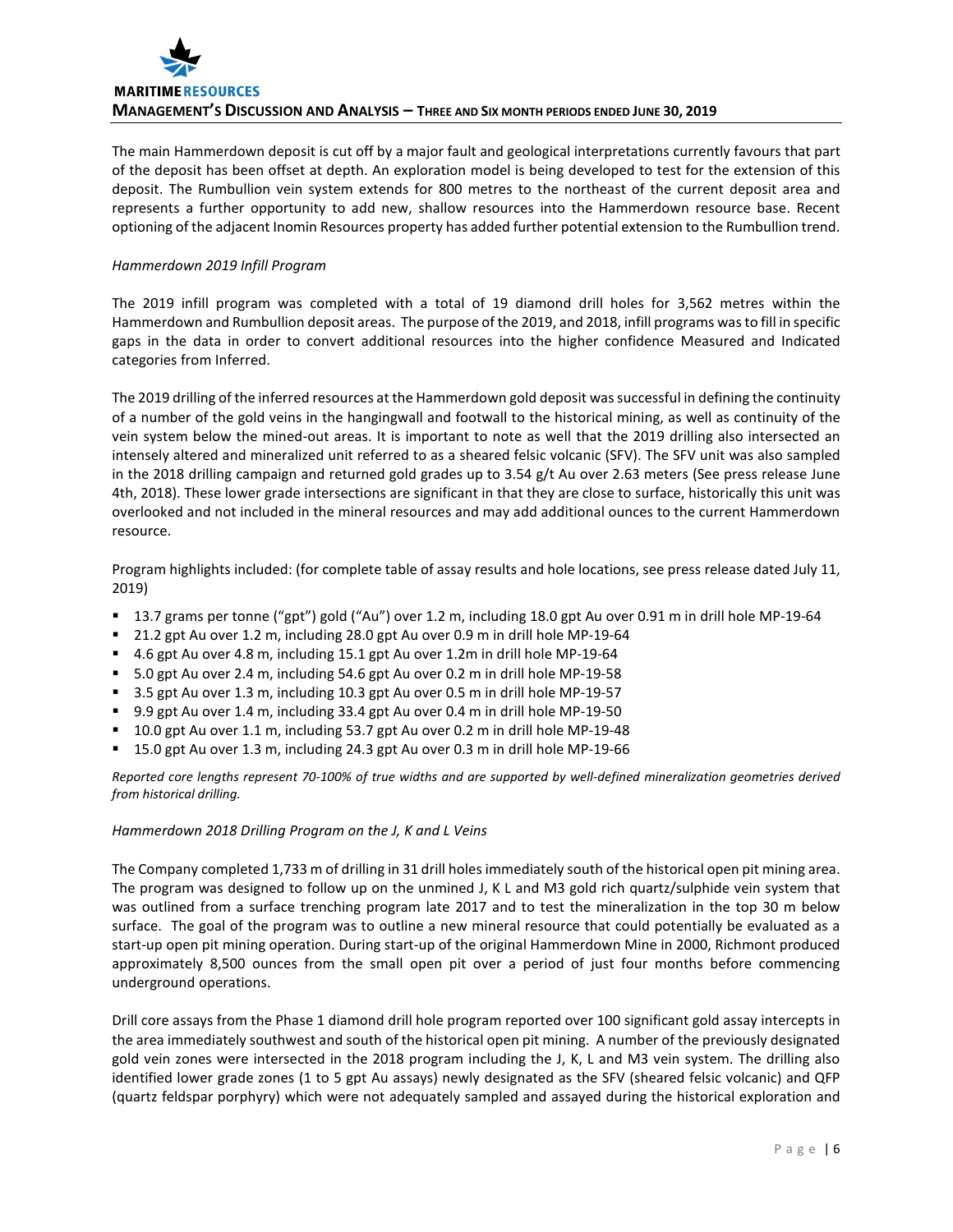The main Hammerdown deposit is cut off by a major fault and geological interpretations currently favours that part of the deposit has been offset at depth. An exploration model is being developed to test for the extension of this deposit. The Rumbullion vein system extends for 800 metres to the northeast of the current deposit area and represents a further opportunity to add new, shallow resources into the Hammerdown resource base. Recent optioning of the adjacent Inomin Resources property has added further potential extension to the Rumbullion trend.

*Hammerdown 2019 Infill Program*

The 2019 infill program was completed with a total of 19 diamond drill holes for 3,562 metres within the Hammerdown and Rumbullion deposit areas. The purpose of the 2019, and 2018, infill programs was to fill in specific gaps in the data in order to convert additional resources into the higher confidence Measured and Indicated categories from Inferred.

The 2019 drilling of the inferred resources at the Hammerdown gold deposit was successful in defining the continuity of a number of the gold veins in the hangingwall and footwall to the historical mining, as well as continuity of the vein system below the mined-out areas. It is important to note as well that the 2019 drilling also intersected an intensely altered and mineralized unit referred to as a sheared felsic volcanic (SFV). The SFV unit was also sampled in the 2018 drilling campaign and returned gold grades up to 3.54 g/t Au over 2.63 meters (See press release June 4th, 2018). These lower grade intersections are significant in that they are close to surface, historically this unit was overlooked and not included in the mineral resources and may add additional ounces to the current Hammerdown resource.

Program highlights included: (for complete table of assay results and hole locations, see press release dated July 11, 2019)

- 13.7 grams per tonne ("gpt") gold ("Au") over 1.2 m, including 18.0 gpt Au over 0.91 m in drill hole MP-19-64
- 21.2 gpt Au over 1.2 m, including 28.0 gpt Au over 0.9 m in drill hole MP-19-64
- 4.6 gpt Au over 4.8 m, including 15.1 gpt Au over 1.2m in drill hole MP-19-64
- 5.0 gpt Au over 2.4 m, including 54.6 gpt Au over 0.2 m in drill hole MP-19-58
- 3.5 gpt Au over 1.3 m, including 10.3 gpt Au over 0.5 m in drill hole MP-19-57
- 9.9 gpt Au over 1.4 m, including 33.4 gpt Au over 0.4 m in drill hole MP-19-50
- 10.0 gpt Au over 1.1 m, including 53.7 gpt Au over 0.2 m in drill hole MP-19-48
- 15.0 gpt Au over 1.3 m, including 24.3 gpt Au over 0.3 m in drill hole MP-19-66

*Reported core lengths represent 70-100% of true widths and are supported by well-defined mineralization geometries derived from historical drilling.*

*Hammerdown 2018 Drilling Program on the J, K and L Veins*

The Company completed 1,733 m of drilling in 31 drill holes immediately south of the historical open pit mining area. The program was designed to follow up on the unmined J, K L and M3 gold rich quartz/sulphide vein system that was outlined from a surface trenching program late 2017 and to test the mineralization in the top 30 m below surface. The goal of the program was to outline a new mineral resource that could potentially be evaluated as a start-up open pit mining operation. During start-up of the original Hammerdown Mine in 2000, Richmont produced approximately 8,500 ounces from the small open pit over a period of just four months before commencing underground operations.

Drill core assays from the Phase 1 diamond drill hole program reported over 100 significant gold assay intercepts in the area immediately southwest and south of the historical open pit mining. A number of the previously designated gold vein zones were intersected in the 2018 program including the J, K, L and M3 vein system. The drilling also identified lower grade zones (1 to 5 gpt Au assays) newly designated as the SFV (sheared felsic volcanic) and QFP (quartz feldspar porphyry) which were not adequately sampled and assayed during the historical exploration and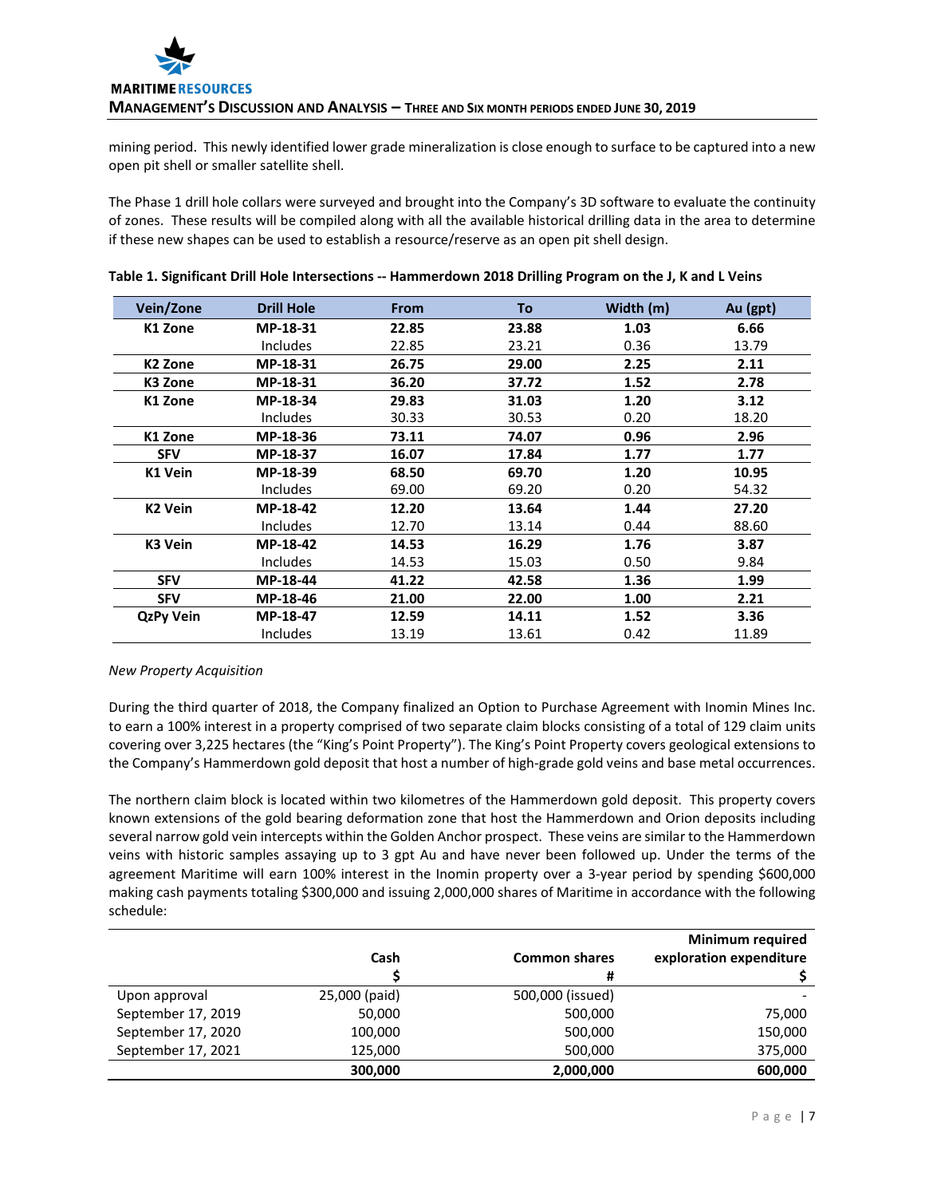mining period. This newly identified lower grade mineralization is close enough to surface to be captured into a new open pit shell or smaller satellite shell.

The Phase 1 drill hole collars were surveyed and brought into the Company's 3D software to evaluate the continuity of zones. These results will be compiled along with all the available historical drilling data in the area to determine if these new shapes can be used to establish a resource/reserve as an open pit shell design.

**Table 1. Significant Drill Hole Intersections -- Hammerdown 2018 Drilling Program on the J, K and L Veins**

| Vein/Zone | Drill Hole | From | To | Width (m) | Au (gpt) |
|---|---|---|---|---|---|
| **K1 Zone** | **MP-18-31** | **22.85** | **23.88** | **1.03** | **6.66** |
| | Includes | 22.85 | 23.21 | 0.36 | 13.79 |
| **K2 Zone** | **MP-18-31** | **26.75** | **29.00** | **2.25** | **2.11** |
| **K3 Zone** | **MP-18-31** | **36.20** | **37.72** | **1.52** | **2.78** |
| **K1 Zone** | **MP-18-34** | **29.83** | **31.03** | **1.20** | **3.12** |
| | Includes | 30.33 | 30.53 | 0.20 | 18.20 |
| **K1 Zone** | **MP-18-36** | **73.11** | **74.07** | **0.96** | **2.96** |
| **SFV** | **MP-18-37** | **16.07** | **17.84** | **1.77** | **1.77** |
| **K1 Vein** | **MP-18-39** | **68.50** | **69.70** | **1.20** | **10.95** |
| | Includes | 69.00 | 69.20 | 0.20 | 54.32 |
| **K2 Vein** | **MP-18-42** | **12.20** | **13.64** | **1.44** | **27.20** |
| | Includes | 12.70 | 13.14 | 0.44 | 88.60 |
| **K3 Vein** | **MP-18-42** | **14.53** | **16.29** | **1.76** | **3.87** |
| | Includes | 14.53 | 15.03 | 0.50 | 9.84 |
| **SFV** | **MP-18-44** | **41.22** | **42.58** | **1.36** | **1.99** |
| **SFV** | **MP-18-46** | **21.00** | **22.00** | **1.00** | **2.21** |
| **QzPy Vein** | **MP-18-47** | **12.59** | **14.11** | **1.52** | **3.36** |
| | Includes | 13.19 | 13.61 | 0.42 | 11.89 |

*New Property Acquisition*

During the third quarter of 2018, the Company finalized an Option to Purchase Agreement with Inomin Mines Inc. to earn a 100% interest in a property comprised of two separate claim blocks consisting of a total of 129 claim units covering over 3,225 hectares (the "King's Point Property"). The King's Point Property covers geological extensions to the Company's Hammerdown gold deposit that host a number of high-grade gold veins and base metal occurrences.

The northern claim block is located within two kilometres of the Hammerdown gold deposit. This property covers known extensions of the gold bearing deformation zone that host the Hammerdown and Orion deposits including several narrow gold vein intercepts within the Golden Anchor prospect. These veins are similar to the Hammerdown veins with historic samples assaying up to 3 gpt Au and have never been followed up. Under the terms of the agreement Maritime will earn 100% interest in the Inomin property over a 3-year period by spending $600,000 making cash payments totaling $300,000 and issuing 2,000,000 shares of Maritime in accordance with the following schedule:

| | Cash<br>$ | Common shares<br># | Minimum required exploration expenditure<br>$ |
|---|---|---|---|
| Upon approval | 25,000 (paid) | 500,000 (issued) | - |
| September 17, 2019 | 50,000 | 500,000 | 75,000 |
| September 17, 2020 | 100,000 | 500,000 | 150,000 |
| September 17, 2021 | 125,000 | 500,000 | 375,000 |
| | **300,000** | **2,000,000** | **600,000** |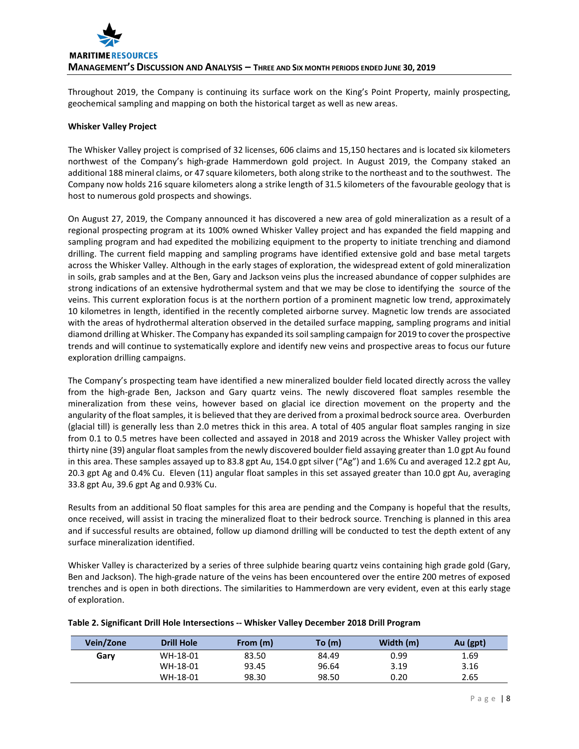Throughout 2019, the Company is continuing its surface work on the King's Point Property, mainly prospecting, geochemical sampling and mapping on both the historical target as well as new areas.

**Whisker Valley Project**

The Whisker Valley project is comprised of 32 licenses, 606 claims and 15,150 hectares and is located six kilometers northwest of the Company's high-grade Hammerdown gold project. In August 2019, the Company staked an additional 188 mineral claims, or 47 square kilometers, both along strike to the northeast and to the southwest. The Company now holds 216 square kilometers along a strike length of 31.5 kilometers of the favourable geology that is host to numerous gold prospects and showings.

On August 27, 2019, the Company announced it has discovered a new area of gold mineralization as a result of a regional prospecting program at its 100% owned Whisker Valley project and has expanded the field mapping and sampling program and had expedited the mobilizing equipment to the property to initiate trenching and diamond drilling. The current field mapping and sampling programs have identified extensive gold and base metal targets across the Whisker Valley. Although in the early stages of exploration, the widespread extent of gold mineralization in soils, grab samples and at the Ben, Gary and Jackson veins plus the increased abundance of copper sulphides are strong indications of an extensive hydrothermal system and that we may be close to identifying the source of the veins. This current exploration focus is at the northern portion of a prominent magnetic low trend, approximately 10 kilometres in length, identified in the recently completed airborne survey. Magnetic low trends are associated with the areas of hydrothermal alteration observed in the detailed surface mapping, sampling programs and initial diamond drilling at Whisker. The Company has expanded its soil sampling campaign for 2019 to cover the prospective trends and will continue to systematically explore and identify new veins and prospective areas to focus our future exploration drilling campaigns.

The Company's prospecting team have identified a new mineralized boulder field located directly across the valley from the high-grade Ben, Jackson and Gary quartz veins. The newly discovered float samples resemble the mineralization from these veins, however based on glacial ice direction movement on the property and the angularity of the float samples, it is believed that they are derived from a proximal bedrock source area. Overburden (glacial till) is generally less than 2.0 metres thick in this area. A total of 405 angular float samples ranging in size from 0.1 to 0.5 metres have been collected and assayed in 2018 and 2019 across the Whisker Valley project with thirty nine (39) angular float samples from the newly discovered boulder field assaying greater than 1.0 gpt Au found in this area. These samples assayed up to 83.8 gpt Au, 154.0 gpt silver ("Ag") and 1.6% Cu and averaged 12.2 gpt Au, 20.3 gpt Ag and 0.4% Cu. Eleven (11) angular float samples in this set assayed greater than 10.0 gpt Au, averaging 33.8 gpt Au, 39.6 gpt Ag and 0.93% Cu.

Results from an additional 50 float samples for this area are pending and the Company is hopeful that the results, once received, will assist in tracing the mineralized float to their bedrock source. Trenching is planned in this area and if successful results are obtained, follow up diamond drilling will be conducted to test the depth extent of any surface mineralization identified.

Whisker Valley is characterized by a series of three sulphide bearing quartz veins containing high grade gold (Gary, Ben and Jackson). The high-grade nature of the veins has been encountered over the entire 200 metres of exposed trenches and is open in both directions. The similarities to Hammerdown are very evident, even at this early stage of exploration.

**Table 2. Significant Drill Hole Intersections -- Whisker Valley December 2018 Drill Program**

| Vein/Zone | Drill Hole | From (m) | To (m) | Width (m) | Au (gpt) |
|---|---|---|---|---|---|
| **Gary** | WH-18-01 | 83.50 | 84.49 | 0.99 | 1.69 |
| | WH-18-01 | 93.45 | 96.64 | 3.19 | 3.16 |
| | WH-18-01 | 98.30 | 98.50 | 0.20 | 2.65 |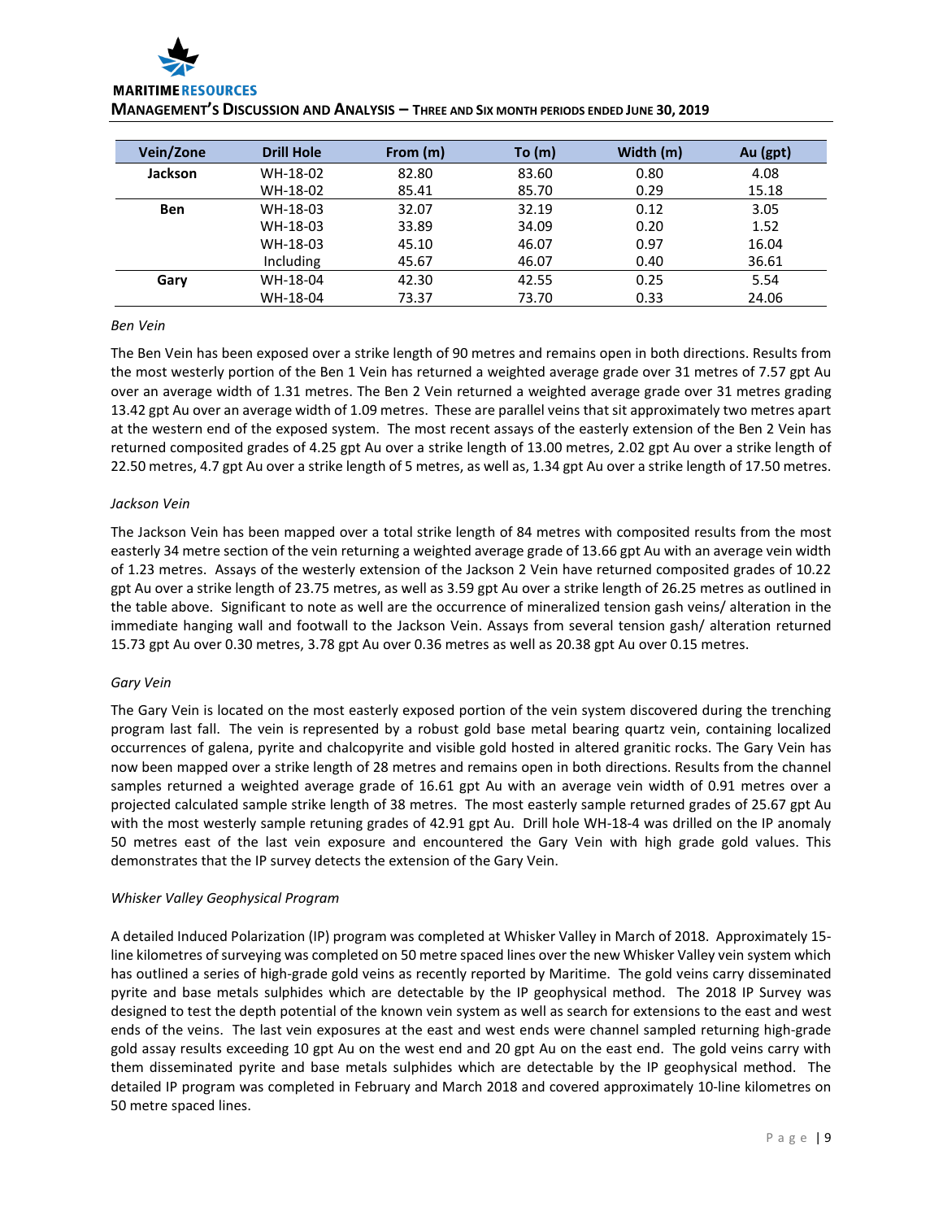| Vein/Zone | Drill Hole | From (m) | To (m) | Width (m) | Au (gpt) |
|---|---|---|---|---|---|
| **Jackson** | WH-18-02 | 82.80 | 83.60 | 0.80 | 4.08 |
| | WH-18-02 | 85.41 | 85.70 | 0.29 | 15.18 |
| **Ben** | WH-18-03 | 32.07 | 32.19 | 0.12 | 3.05 |
| | WH-18-03 | 33.89 | 34.09 | 0.20 | 1.52 |
| | WH-18-03 | 45.10 | 46.07 | 0.97 | 16.04 |
| | Including | 45.67 | 46.07 | 0.40 | 36.61 |
| **Gary** | WH-18-04 | 42.30 | 42.55 | 0.25 | 5.54 |
| | WH-18-04 | 73.37 | 73.70 | 0.33 | 24.06 |

*Ben Vein*

The Ben Vein has been exposed over a strike length of 90 metres and remains open in both directions. Results from the most westerly portion of the Ben 1 Vein has returned a weighted average grade over 31 metres of 7.57 gpt Au over an average width of 1.31 metres. The Ben 2 Vein returned a weighted average grade over 31 metres grading 13.42 gpt Au over an average width of 1.09 metres. These are parallel veins that sit approximately two metres apart at the western end of the exposed system. The most recent assays of the easterly extension of the Ben 2 Vein has returned composited grades of 4.25 gpt Au over a strike length of 13.00 metres, 2.02 gpt Au over a strike length of 22.50 metres, 4.7 gpt Au over a strike length of 5 metres, as well as, 1.34 gpt Au over a strike length of 17.50 metres.

*Jackson Vein*

The Jackson Vein has been mapped over a total strike length of 84 metres with composited results from the most easterly 34 metre section of the vein returning a weighted average grade of 13.66 gpt Au with an average vein width of 1.23 metres. Assays of the westerly extension of the Jackson 2 Vein have returned composited grades of 10.22 gpt Au over a strike length of 23.75 metres, as well as 3.59 gpt Au over a strike length of 26.25 metres as outlined in the table above. Significant to note as well are the occurrence of mineralized tension gash veins/ alteration in the immediate hanging wall and footwall to the Jackson Vein. Assays from several tension gash/ alteration returned 15.73 gpt Au over 0.30 metres, 3.78 gpt Au over 0.36 metres as well as 20.38 gpt Au over 0.15 metres.

*Gary Vein*

The Gary Vein is located on the most easterly exposed portion of the vein system discovered during the trenching program last fall. The vein is represented by a robust gold base metal bearing quartz vein, containing localized occurrences of galena, pyrite and chalcopyrite and visible gold hosted in altered granitic rocks. The Gary Vein has now been mapped over a strike length of 28 metres and remains open in both directions. Results from the channel samples returned a weighted average grade of 16.61 gpt Au with an average vein width of 0.91 metres over a projected calculated sample strike length of 38 metres. The most easterly sample returned grades of 25.67 gpt Au with the most westerly sample retuning grades of 42.91 gpt Au. Drill hole WH-18-4 was drilled on the IP anomaly 50 metres east of the last vein exposure and encountered the Gary Vein with high grade gold values. This demonstrates that the IP survey detects the extension of the Gary Vein.

*Whisker Valley Geophysical Program*

A detailed Induced Polarization (IP) program was completed at Whisker Valley in March of 2018. Approximately 15-line kilometres of surveying was completed on 50 metre spaced lines over the new Whisker Valley vein system which has outlined a series of high-grade gold veins as recently reported by Maritime. The gold veins carry disseminated pyrite and base metals sulphides which are detectable by the IP geophysical method. The 2018 IP Survey was designed to test the depth potential of the known vein system as well as search for extensions to the east and west ends of the veins. The last vein exposures at the east and west ends were channel sampled returning high-grade gold assay results exceeding 10 gpt Au on the west end and 20 gpt Au on the east end. The gold veins carry with them disseminated pyrite and base metals sulphides which are detectable by the IP geophysical method. The detailed IP program was completed in February and March 2018 and covered approximately 10-line kilometres on 50 metre spaced lines.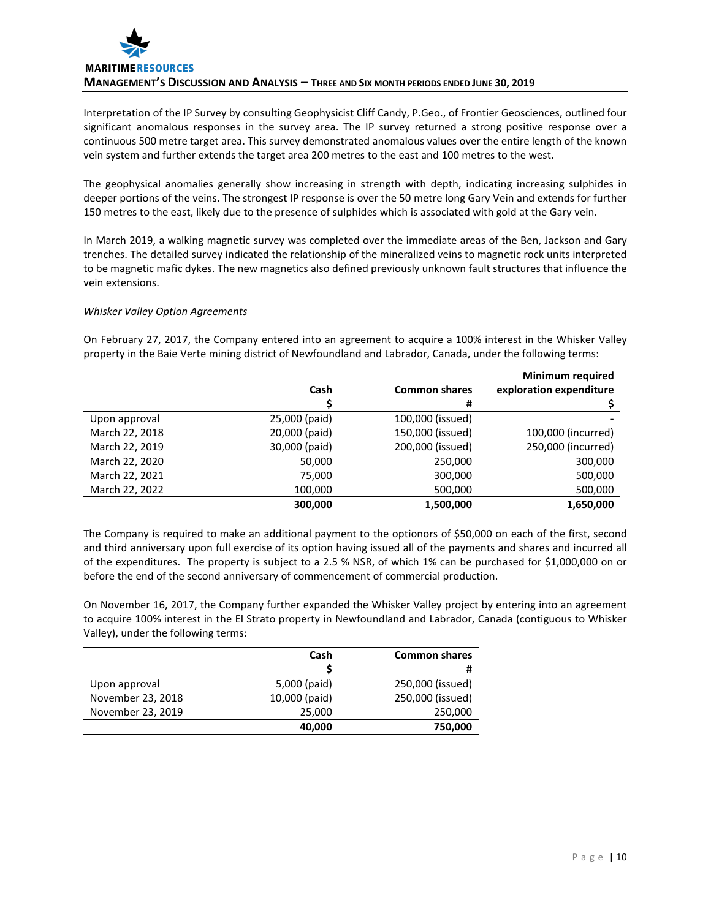Interpretation of the IP Survey by consulting Geophysicist Cliff Candy, P.Geo., of Frontier Geosciences, outlined four significant anomalous responses in the survey area. The IP survey returned a strong positive response over a continuous 500 metre target area. This survey demonstrated anomalous values over the entire length of the known vein system and further extends the target area 200 metres to the east and 100 metres to the west.

The geophysical anomalies generally show increasing in strength with depth, indicating increasing sulphides in deeper portions of the veins. The strongest IP response is over the 50 metre long Gary Vein and extends for further 150 metres to the east, likely due to the presence of sulphides which is associated with gold at the Gary vein.

In March 2019, a walking magnetic survey was completed over the immediate areas of the Ben, Jackson and Gary trenches. The detailed survey indicated the relationship of the mineralized veins to magnetic rock units interpreted to be magnetic mafic dykes. The new magnetics also defined previously unknown fault structures that influence the vein extensions.

*Whisker Valley Option Agreements*

On February 27, 2017, the Company entered into an agreement to acquire a 100% interest in the Whisker Valley property in the Baie Verte mining district of Newfoundland and Labrador, Canada, under the following terms:

| | Cash<br>$ | Common shares<br># | Minimum required exploration expenditure<br>$ |
|---|---|---|---|
| Upon approval | 25,000 (paid) | 100,000 (issued) | - |
| March 22, 2018 | 20,000 (paid) | 150,000 (issued) | 100,000 (incurred) |
| March 22, 2019 | 30,000 (paid) | 200,000 (issued) | 250,000 (incurred) |
| March 22, 2020 | 50,000 | 250,000 | 300,000 |
| March 22, 2021 | 75,000 | 300,000 | 500,000 |
| March 22, 2022 | 100,000 | 500,000 | 500,000 |
| | **300,000** | **1,500,000** | **1,650,000** |

The Company is required to make an additional payment to the optionors of $50,000 on each of the first, second and third anniversary upon full exercise of its option having issued all of the payments and shares and incurred all of the expenditures. The property is subject to a 2.5 % NSR, of which 1% can be purchased for $1,000,000 on or before the end of the second anniversary of commencement of commercial production.

On November 16, 2017, the Company further expanded the Whisker Valley project by entering into an agreement to acquire 100% interest in the El Strato property in Newfoundland and Labrador, Canada (contiguous to Whisker Valley), under the following terms:

| | Cash<br>$ | Common shares<br># |
|---|---|---|
| Upon approval | 5,000 (paid) | 250,000 (issued) |
| November 23, 2018 | 10,000 (paid) | 250,000 (issued) |
| November 23, 2019 | 25,000 | 250,000 |
| | **40,000** | **750,000** |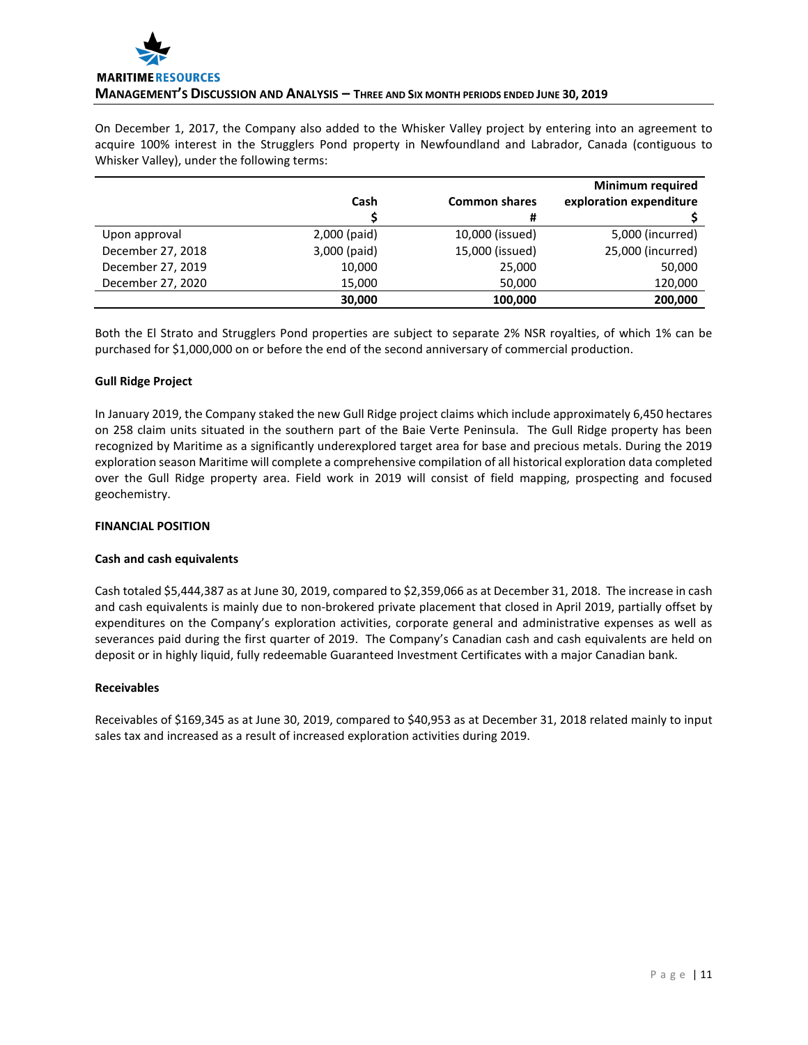On December 1, 2017, the Company also added to the Whisker Valley project by entering into an agreement to acquire 100% interest in the Strugglers Pond property in Newfoundland and Labrador, Canada (contiguous to Whisker Valley), under the following terms:

| | Cash | Common shares | Minimum required exploration expenditure |
|---|---|---|---|
| | $ | # | $ |
| Upon approval | 2,000 (paid) | 10,000 (issued) | 5,000 (incurred) |
| December 27, 2018 | 3,000 (paid) | 15,000 (issued) | 25,000 (incurred) |
| December 27, 2019 | 10,000 | 25,000 | 50,000 |
| December 27, 2020 | 15,000 | 50,000 | 120,000 |
| | **30,000** | **100,000** | **200,000** |

Both the El Strato and Strugglers Pond properties are subject to separate 2% NSR royalties, of which 1% can be purchased for $1,000,000 on or before the end of the second anniversary of commercial production.

**Gull Ridge Project**

In January 2019, the Company staked the new Gull Ridge project claims which include approximately 6,450 hectares on 258 claim units situated in the southern part of the Baie Verte Peninsula. The Gull Ridge property has been recognized by Maritime as a significantly underexplored target area for base and precious metals. During the 2019 exploration season Maritime will complete a comprehensive compilation of all historical exploration data completed over the Gull Ridge property area. Field work in 2019 will consist of field mapping, prospecting and focused geochemistry.

## FINANCIAL POSITION

**Cash and cash equivalents**

Cash totaled $5,444,387 as at June 30, 2019, compared to $2,359,066 as at December 31, 2018. The increase in cash and cash equivalents is mainly due to non-brokered private placement that closed in April 2019, partially offset by expenditures on the Company's exploration activities, corporate general and administrative expenses as well as severances paid during the first quarter of 2019. The Company's Canadian cash and cash equivalents are held on deposit or in highly liquid, fully redeemable Guaranteed Investment Certificates with a major Canadian bank.

**Receivables**

Receivables of $169,345 as at June 30, 2019, compared to $40,953 as at December 31, 2018 related mainly to input sales tax and increased as a result of increased exploration activities during 2019.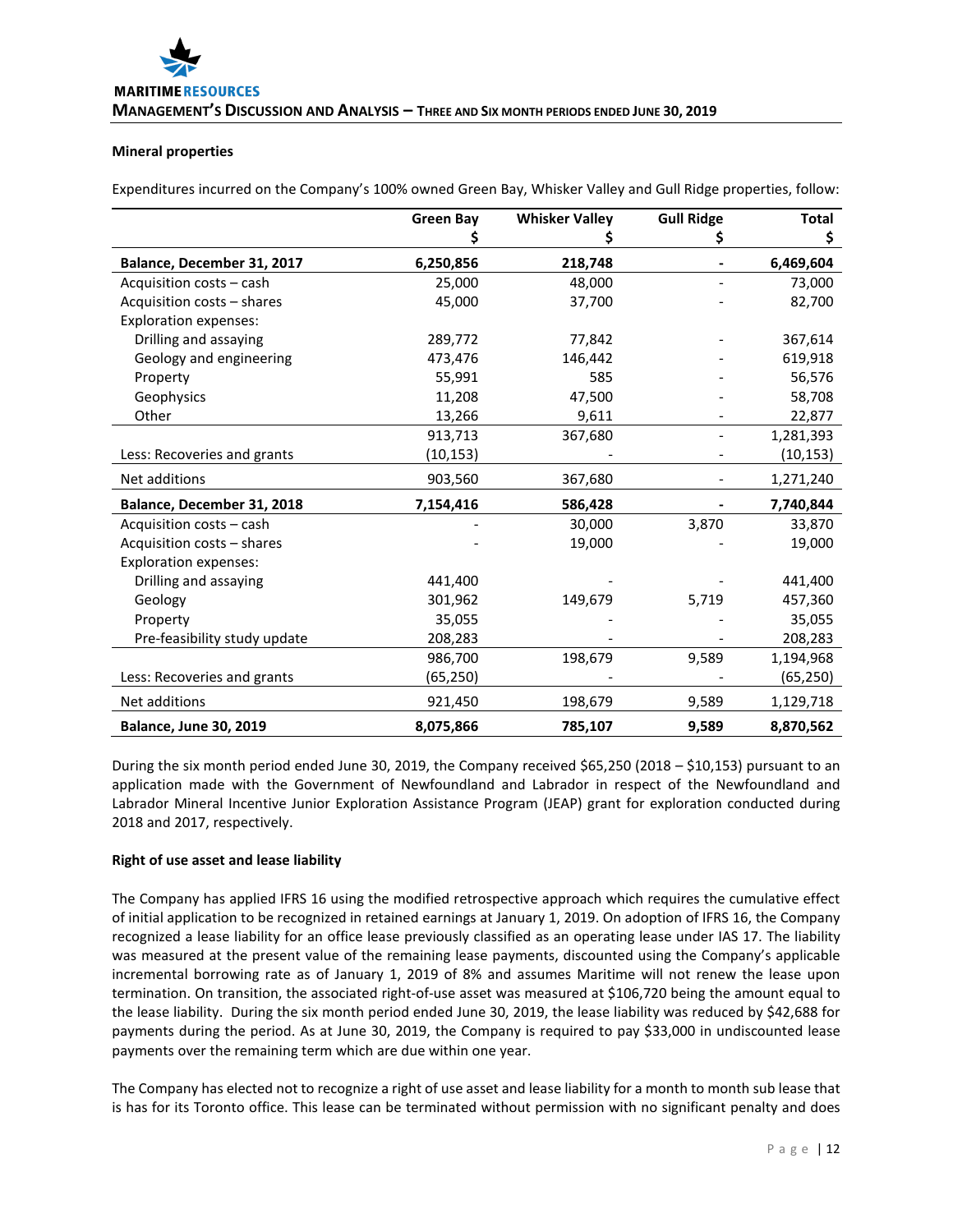### Mineral properties

Expenditures incurred on the Company's 100% owned Green Bay, Whisker Valley and Gull Ridge properties, follow:

| | Green Bay<br>$ | Whisker Valley<br>$ | Gull Ridge<br>$ | Total<br>$ |
|---|---|---|---|---|
| **Balance, December 31, 2017** | **6,250,856** | **218,748** | **-** | **6,469,604** |
| Acquisition costs – cash | 25,000 | 48,000 | - | 73,000 |
| Acquisition costs – shares | 45,000 | 37,700 | - | 82,700 |
| Exploration expenses: | | | | |
| Drilling and assaying | 289,772 | 77,842 | - | 367,614 |
| Geology and engineering | 473,476 | 146,442 | - | 619,918 |
| Property | 55,991 | 585 | - | 56,576 |
| Geophysics | 11,208 | 47,500 | - | 58,708 |
| Other | 13,266 | 9,611 | - | 22,877 |
| | 913,713 | 367,680 | - | 1,281,393 |
| Less: Recoveries and grants | (10,153) | - | - | (10,153) |
| Net additions | 903,560 | 367,680 | - | 1,271,240 |
| **Balance, December 31, 2018** | **7,154,416** | **586,428** | **-** | **7,740,844** |
| Acquisition costs – cash | - | 30,000 | 3,870 | 33,870 |
| Acquisition costs – shares | - | 19,000 | - | 19,000 |
| Exploration expenses: | | | | |
| Drilling and assaying | 441,400 | - | - | 441,400 |
| Geology | 301,962 | 149,679 | 5,719 | 457,360 |
| Property | 35,055 | - | - | 35,055 |
| Pre-feasibility study update | 208,283 | - | - | 208,283 |
| | 986,700 | 198,679 | 9,589 | 1,194,968 |
| Less: Recoveries and grants | (65,250) | - | - | (65,250) |
| Net additions | 921,450 | 198,679 | 9,589 | 1,129,718 |
| **Balance, June 30, 2019** | **8,075,866** | **785,107** | **9,589** | **8,870,562** |

During the six month period ended June 30, 2019, the Company received $65,250 (2018 – $10,153) pursuant to an application made with the Government of Newfoundland and Labrador in respect of the Newfoundland and Labrador Mineral Incentive Junior Exploration Assistance Program (JEAP) grant for exploration conducted during 2018 and 2017, respectively.

### Right of use asset and lease liability

The Company has applied IFRS 16 using the modified retrospective approach which requires the cumulative effect of initial application to be recognized in retained earnings at January 1, 2019. On adoption of IFRS 16, the Company recognized a lease liability for an office lease previously classified as an operating lease under IAS 17. The liability was measured at the present value of the remaining lease payments, discounted using the Company's applicable incremental borrowing rate as of January 1, 2019 of 8% and assumes Maritime will not renew the lease upon termination. On transition, the associated right-of-use asset was measured at $106,720 being the amount equal to the lease liability. During the six month period ended June 30, 2019, the lease liability was reduced by $42,688 for payments during the period. As at June 30, 2019, the Company is required to pay $33,000 in undiscounted lease payments over the remaining term which are due within one year.

The Company has elected not to recognize a right of use asset and lease liability for a month to month sub lease that is has for its Toronto office. This lease can be terminated without permission with no significant penalty and does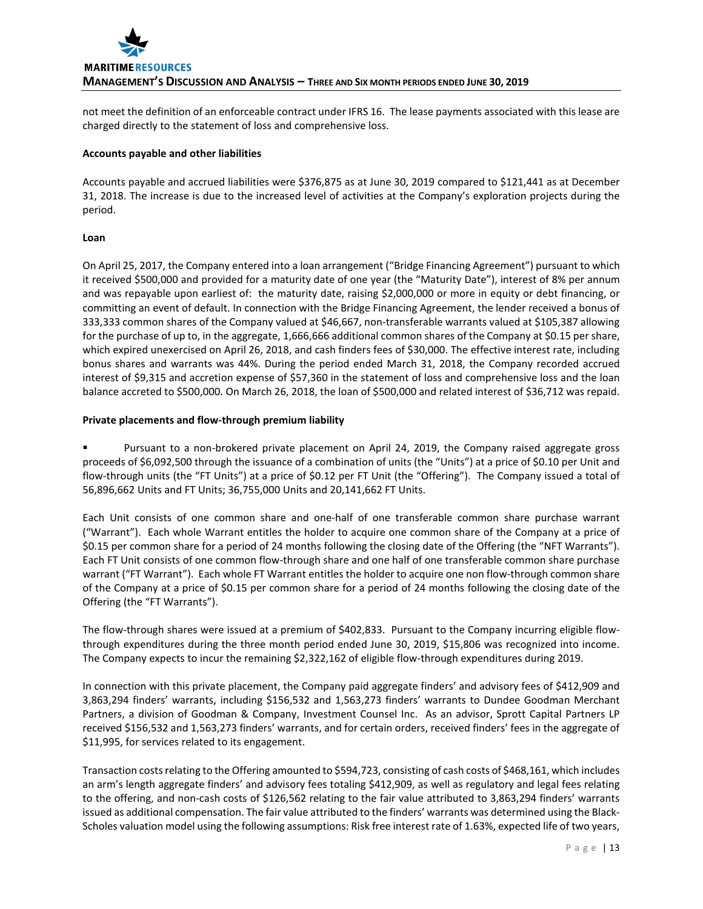not meet the definition of an enforceable contract under IFRS 16. The lease payments associated with this lease are charged directly to the statement of loss and comprehensive loss.

**Accounts payable and other liabilities**

Accounts payable and accrued liabilities were $376,875 as at June 30, 2019 compared to $121,441 as at December 31, 2018. The increase is due to the increased level of activities at the Company's exploration projects during the period.

**Loan**

On April 25, 2017, the Company entered into a loan arrangement ("Bridge Financing Agreement") pursuant to which it received $500,000 and provided for a maturity date of one year (the "Maturity Date"), interest of 8% per annum and was repayable upon earliest of: the maturity date, raising $2,000,000 or more in equity or debt financing, or committing an event of default. In connection with the Bridge Financing Agreement, the lender received a bonus of 333,333 common shares of the Company valued at $46,667, non-transferable warrants valued at $105,387 allowing for the purchase of up to, in the aggregate, 1,666,666 additional common shares of the Company at $0.15 per share, which expired unexercised on April 26, 2018, and cash finders fees of $30,000. The effective interest rate, including bonus shares and warrants was 44%. During the period ended March 31, 2018, the Company recorded accrued interest of $9,315 and accretion expense of $57,360 in the statement of loss and comprehensive loss and the loan balance accreted to $500,000. On March 26, 2018, the loan of $500,000 and related interest of $36,712 was repaid.

**Private placements and flow-through premium liability**

- Pursuant to a non-brokered private placement on April 24, 2019, the Company raised aggregate gross proceeds of $6,092,500 through the issuance of a combination of units (the "Units") at a price of $0.10 per Unit and flow-through units (the "FT Units") at a price of $0.12 per FT Unit (the "Offering"). The Company issued a total of 56,896,662 Units and FT Units; 36,755,000 Units and 20,141,662 FT Units.

Each Unit consists of one common share and one-half of one transferable common share purchase warrant ("Warrant"). Each whole Warrant entitles the holder to acquire one common share of the Company at a price of $0.15 per common share for a period of 24 months following the closing date of the Offering (the "NFT Warrants"). Each FT Unit consists of one common flow-through share and one half of one transferable common share purchase warrant ("FT Warrant"). Each whole FT Warrant entitles the holder to acquire one non flow-through common share of the Company at a price of $0.15 per common share for a period of 24 months following the closing date of the Offering (the "FT Warrants").

The flow-through shares were issued at a premium of $402,833. Pursuant to the Company incurring eligible flow-through expenditures during the three month period ended June 30, 2019, $15,806 was recognized into income. The Company expects to incur the remaining $2,322,162 of eligible flow-through expenditures during 2019.

In connection with this private placement, the Company paid aggregate finders' and advisory fees of $412,909 and 3,863,294 finders' warrants, including $156,532 and 1,563,273 finders' warrants to Dundee Goodman Merchant Partners, a division of Goodman & Company, Investment Counsel Inc. As an advisor, Sprott Capital Partners LP received $156,532 and 1,563,273 finders' warrants, and for certain orders, received finders' fees in the aggregate of $11,995, for services related to its engagement.

Transaction costs relating to the Offering amounted to $594,723, consisting of cash costs of $468,161, which includes an arm's length aggregate finders' and advisory fees totaling $412,909, as well as regulatory and legal fees relating to the offering, and non-cash costs of $126,562 relating to the fair value attributed to 3,863,294 finders' warrants issued as additional compensation. The fair value attributed to the finders' warrants was determined using the Black-Scholes valuation model using the following assumptions: Risk free interest rate of 1.63%, expected life of two years,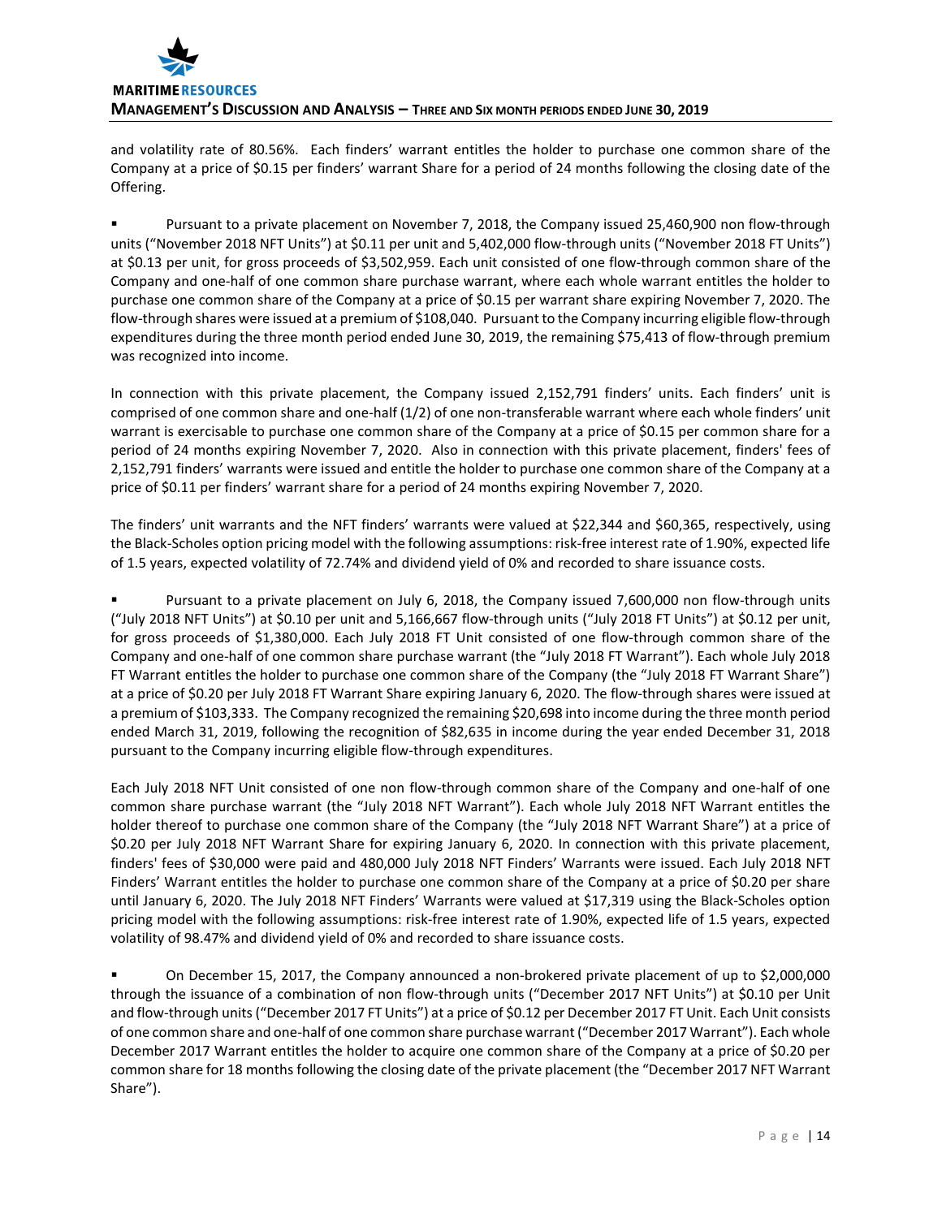and volatility rate of 80.56%. Each finders' warrant entitles the holder to purchase one common share of the Company at a price of $0.15 per finders' warrant Share for a period of 24 months following the closing date of the Offering.

- Pursuant to a private placement on November 7, 2018, the Company issued 25,460,900 non flow-through units ("November 2018 NFT Units") at $0.11 per unit and 5,402,000 flow-through units ("November 2018 FT Units") at $0.13 per unit, for gross proceeds of $3,502,959. Each unit consisted of one flow-through common share of the Company and one-half of one common share purchase warrant, where each whole warrant entitles the holder to purchase one common share of the Company at a price of $0.15 per warrant share expiring November 7, 2020. The flow-through shares were issued at a premium of $108,040. Pursuant to the Company incurring eligible flow-through expenditures during the three month period ended June 30, 2019, the remaining $75,413 of flow-through premium was recognized into income.

In connection with this private placement, the Company issued 2,152,791 finders' units. Each finders' unit is comprised of one common share and one-half (1/2) of one non-transferable warrant where each whole finders' unit warrant is exercisable to purchase one common share of the Company at a price of $0.15 per common share for a period of 24 months expiring November 7, 2020. Also in connection with this private placement, finders' fees of 2,152,791 finders' warrants were issued and entitle the holder to purchase one common share of the Company at a price of $0.11 per finders' warrant share for a period of 24 months expiring November 7, 2020.

The finders' unit warrants and the NFT finders' warrants were valued at $22,344 and $60,365, respectively, using the Black-Scholes option pricing model with the following assumptions: risk-free interest rate of 1.90%, expected life of 1.5 years, expected volatility of 72.74% and dividend yield of 0% and recorded to share issuance costs.

- Pursuant to a private placement on July 6, 2018, the Company issued 7,600,000 non flow-through units ("July 2018 NFT Units") at $0.10 per unit and 5,166,667 flow-through units ("July 2018 FT Units") at $0.12 per unit, for gross proceeds of $1,380,000. Each July 2018 FT Unit consisted of one flow-through common share of the Company and one-half of one common share purchase warrant (the "July 2018 FT Warrant"). Each whole July 2018 FT Warrant entitles the holder to purchase one common share of the Company (the "July 2018 FT Warrant Share") at a price of $0.20 per July 2018 FT Warrant Share expiring January 6, 2020. The flow-through shares were issued at a premium of $103,333. The Company recognized the remaining $20,698 into income during the three month period ended March 31, 2019, following the recognition of $82,635 in income during the year ended December 31, 2018 pursuant to the Company incurring eligible flow-through expenditures.

Each July 2018 NFT Unit consisted of one non flow-through common share of the Company and one-half of one common share purchase warrant (the "July 2018 NFT Warrant"). Each whole July 2018 NFT Warrant entitles the holder thereof to purchase one common share of the Company (the "July 2018 NFT Warrant Share") at a price of $0.20 per July 2018 NFT Warrant Share for expiring January 6, 2020. In connection with this private placement, finders' fees of $30,000 were paid and 480,000 July 2018 NFT Finders' Warrants were issued. Each July 2018 NFT Finders' Warrant entitles the holder to purchase one common share of the Company at a price of $0.20 per share until January 6, 2020. The July 2018 NFT Finders' Warrants were valued at $17,319 using the Black-Scholes option pricing model with the following assumptions: risk-free interest rate of 1.90%, expected life of 1.5 years, expected volatility of 98.47% and dividend yield of 0% and recorded to share issuance costs.

- On December 15, 2017, the Company announced a non-brokered private placement of up to $2,000,000 through the issuance of a combination of non flow-through units ("December 2017 NFT Units") at $0.10 per Unit and flow-through units ("December 2017 FT Units") at a price of $0.12 per December 2017 FT Unit. Each Unit consists of one common share and one-half of one common share purchase warrant ("December 2017 Warrant"). Each whole December 2017 Warrant entitles the holder to acquire one common share of the Company at a price of $0.20 per common share for 18 months following the closing date of the private placement (the "December 2017 NFT Warrant Share").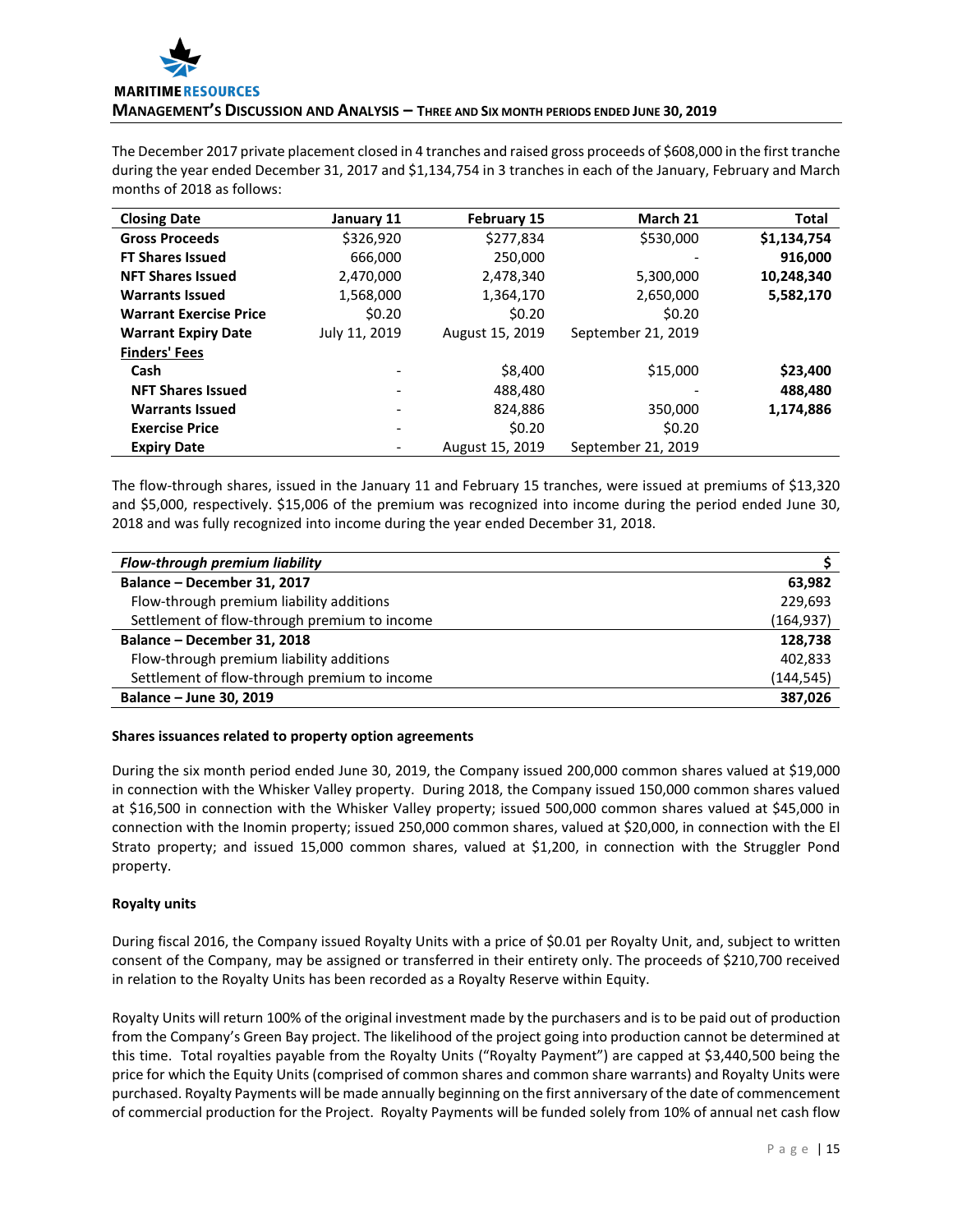The December 2017 private placement closed in 4 tranches and raised gross proceeds of $608,000 in the first tranche during the year ended December 31, 2017 and $1,134,754 in 3 tranches in each of the January, February and March months of 2018 as follows:

| Closing Date | January 11 | February 15 | March 21 | Total |
|---|---|---|---|---|
| **Gross Proceeds** | $326,920 | $277,834 | $530,000 | **$1,134,754** |
| **FT Shares Issued** | 666,000 | 250,000 | - | **916,000** |
| **NFT Shares Issued** | 2,470,000 | 2,478,340 | 5,300,000 | **10,248,340** |
| **Warrants Issued** | 1,568,000 | 1,364,170 | 2,650,000 | **5,582,170** |
| **Warrant Exercise Price** | $0.20 | $0.20 | $0.20 | |
| **Warrant Expiry Date** | July 11, 2019 | August 15, 2019 | September 21, 2019 | |
| **Finders' Fees** | | | | |
| **Cash** | - | $8,400 | $15,000 | **$23,400** |
| **NFT Shares Issued** | - | 488,480 | - | **488,480** |
| **Warrants Issued** | - | 824,886 | 350,000 | **1,174,886** |
| **Exercise Price** | - | $0.20 | $0.20 | |
| **Expiry Date** | - | August 15, 2019 | September 21, 2019 | |

The flow-through shares, issued in the January 11 and February 15 tranches, were issued at premiums of $13,320 and $5,000, respectively. $15,006 of the premium was recognized into income during the period ended June 30, 2018 and was fully recognized into income during the year ended December 31, 2018.

| *Flow-through premium liability* | $ |
|---|---|
| **Balance – December 31, 2017** | **63,982** |
| Flow-through premium liability additions | 229,693 |
| Settlement of flow-through premium to income | (164,937) |
| **Balance – December 31, 2018** | **128,738** |
| Flow-through premium liability additions | 402,833 |
| Settlement of flow-through premium to income | (144,545) |
| **Balance – June 30, 2019** | **387,026** |

**Shares issuances related to property option agreements**

During the six month period ended June 30, 2019, the Company issued 200,000 common shares valued at $19,000 in connection with the Whisker Valley property. During 2018, the Company issued 150,000 common shares valued at $16,500 in connection with the Whisker Valley property; issued 500,000 common shares valued at $45,000 in connection with the Inomin property; issued 250,000 common shares, valued at $20,000, in connection with the El Strato property; and issued 15,000 common shares, valued at $1,200, in connection with the Struggler Pond property.

**Royalty units**

During fiscal 2016, the Company issued Royalty Units with a price of $0.01 per Royalty Unit, and, subject to written consent of the Company, may be assigned or transferred in their entirety only. The proceeds of $210,700 received in relation to the Royalty Units has been recorded as a Royalty Reserve within Equity.

Royalty Units will return 100% of the original investment made by the purchasers and is to be paid out of production from the Company's Green Bay project. The likelihood of the project going into production cannot be determined at this time. Total royalties payable from the Royalty Units ("Royalty Payment") are capped at $3,440,500 being the price for which the Equity Units (comprised of common shares and common share warrants) and Royalty Units were purchased. Royalty Payments will be made annually beginning on the first anniversary of the date of commencement of commercial production for the Project. Royalty Payments will be funded solely from 10% of annual net cash flow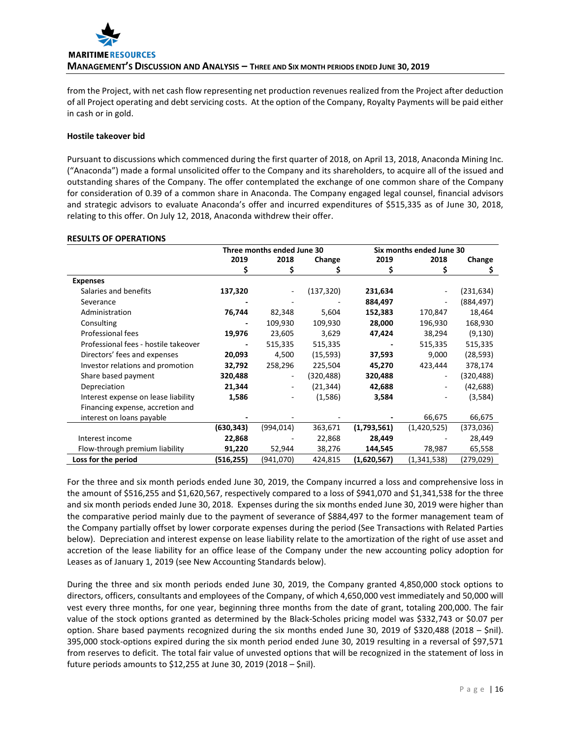from the Project, with net cash flow representing net production revenues realized from the Project after deduction of all Project operating and debt servicing costs. At the option of the Company, Royalty Payments will be paid either in cash or in gold.

**Hostile takeover bid**

Pursuant to discussions which commenced during the first quarter of 2018, on April 13, 2018, Anaconda Mining Inc. ("Anaconda") made a formal unsolicited offer to the Company and its shareholders, to acquire all of the issued and outstanding shares of the Company. The offer contemplated the exchange of one common share of the Company for consideration of 0.39 of a common share in Anaconda. The Company engaged legal counsel, financial advisors and strategic advisors to evaluate Anaconda's offer and incurred expenditures of $515,335 as of June 30, 2018, relating to this offer. On July 12, 2018, Anaconda withdrew their offer.

**RESULTS OF OPERATIONS**

| | Three months ended June 30 | | | Six months ended June 30 | | |
|---|---|---|---|---|---|---|
| | **2019** | **2018** | **Change** | **2019** | **2018** | **Change** |
| | **$** | **$** | **$** | **$** | **$** | **$** |
| **Expenses** | | | | | | |
| Salaries and benefits | **137,320** | - | (137,320) | **231,634** | - | (231,634) |
| Severance | **-** | - | - | **884,497** | - | (884,497) |
| Administration | **76,744** | 82,348 | 5,604 | **152,383** | 170,847 | 18,464 |
| Consulting | **-** | 109,930 | 109,930 | **28,000** | 196,930 | 168,930 |
| Professional fees | **19,976** | 23,605 | 3,629 | **47,424** | 38,294 | (9,130) |
| Professional fees - hostile takeover | **-** | 515,335 | 515,335 | **-** | 515,335 | 515,335 |
| Directors' fees and expenses | **20,093** | 4,500 | (15,593) | **37,593** | 9,000 | (28,593) |
| Investor relations and promotion | **32,792** | 258,296 | 225,504 | **45,270** | 423,444 | 378,174 |
| Share based payment | **320,488** | - | (320,488) | **320,488** | - | (320,488) |
| Depreciation | **21,344** | - | (21,344) | **42,688** | - | (42,688) |
| Interest expense on lease liability | **1,586** | - | (1,586) | **3,584** | - | (3,584) |
| Financing expense, accretion and interest on loans payable | **-** | - | - | **-** | 66,675 | 66,675 |
| | **(630,343)** | (994,014) | 363,671 | **(1,793,561)** | (1,420,525) | (373,036) |
| Interest income | **22,868** | - | 22,868 | **28,449** | - | 28,449 |
| Flow-through premium liability | **91,220** | 52,944 | 38,276 | **144,545** | 78,987 | 65,558 |
| **Loss for the period** | **(516,255)** | (941,070) | 424,815 | **(1,620,567)** | (1,341,538) | (279,029) |

For the three and six month periods ended June 30, 2019, the Company incurred a loss and comprehensive loss in the amount of $516,255 and $1,620,567, respectively compared to a loss of $941,070 and $1,341,538 for the three and six month periods ended June 30, 2018. Expenses during the six months ended June 30, 2019 were higher than the comparative period mainly due to the payment of severance of $884,497 to the former management team of the Company partially offset by lower corporate expenses during the period (See Transactions with Related Parties below). Depreciation and interest expense on lease liability relate to the amortization of the right of use asset and accretion of the lease liability for an office lease of the Company under the new accounting policy adoption for Leases as of January 1, 2019 (see New Accounting Standards below).

During the three and six month periods ended June 30, 2019, the Company granted 4,850,000 stock options to directors, officers, consultants and employees of the Company, of which 4,650,000 vest immediately and 50,000 will vest every three months, for one year, beginning three months from the date of grant, totaling 200,000. The fair value of the stock options granted as determined by the Black-Scholes pricing model was $332,743 or $0.07 per option. Share based payments recognized during the six months ended June 30, 2019 of $320,488 (2018 – $nil). 395,000 stock-options expired during the six month period ended June 30, 2019 resulting in a reversal of $97,571 from reserves to deficit. The total fair value of unvested options that will be recognized in the statement of loss in future periods amounts to $12,255 at June 30, 2019 (2018 – $nil).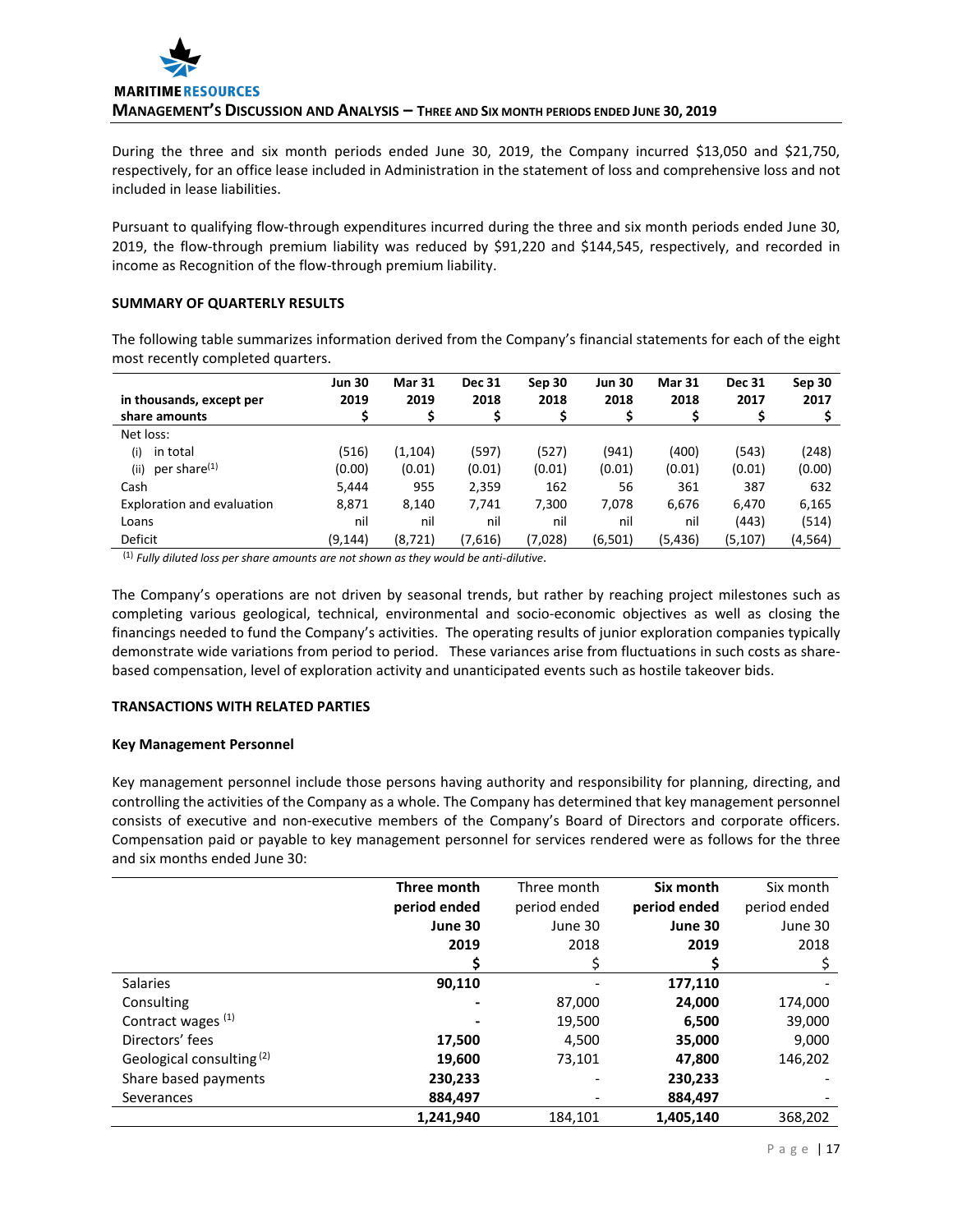During the three and six month periods ended June 30, 2019, the Company incurred $13,050 and $21,750, respectively, for an office lease included in Administration in the statement of loss and comprehensive loss and not included in lease liabilities.

Pursuant to qualifying flow-through expenditures incurred during the three and six month periods ended June 30, 2019, the flow-through premium liability was reduced by $91,220 and $144,545, respectively, and recorded in income as Recognition of the flow-through premium liability.

## SUMMARY OF QUARTERLY RESULTS

The following table summarizes information derived from the Company's financial statements for each of the eight most recently completed quarters.

| in thousands, except per share amounts | Jun 30 2019 $ | Mar 31 2019 $ | Dec 31 2018 $ | Sep 30 2018 $ | Jun 30 2018 $ | Mar 31 2018 $ | Dec 31 2017 $ | Sep 30 2017 $ |
|---|---|---|---|---|---|---|---|---|
| Net loss: | | | | | | | | |
| (i) in total | (516) | (1,104) | (597) | (527) | (941) | (400) | (543) | (248) |
| (ii) per share[(1)] | (0.00) | (0.01) | (0.01) | (0.01) | (0.01) | (0.01) | (0.01) | (0.00) |
| Cash | 5,444 | 955 | 2,359 | 162 | 56 | 361 | 387 | 632 |
| Exploration and evaluation | 8,871 | 8,140 | 7,741 | 7,300 | 7,078 | 6,676 | 6,470 | 6,165 |
| Loans | nil | nil | nil | nil | nil | nil | (443) | (514) |
| Deficit | (9,144) | (8,721) | (7,616) | (7,028) | (6,501) | (5,436) | (5,107) | (4,564) |

(1) *Fully diluted loss per share amounts are not shown as they would be anti-dilutive.*

The Company's operations are not driven by seasonal trends, but rather by reaching project milestones such as completing various geological, technical, environmental and socio-economic objectives as well as closing the financings needed to fund the Company's activities. The operating results of junior exploration companies typically demonstrate wide variations from period to period. These variances arise from fluctuations in such costs as share-based compensation, level of exploration activity and unanticipated events such as hostile takeover bids.

## TRANSACTIONS WITH RELATED PARTIES

### Key Management Personnel

Key management personnel include those persons having authority and responsibility for planning, directing, and controlling the activities of the Company as a whole. The Company has determined that key management personnel consists of executive and non-executive members of the Company's Board of Directors and corporate officers. Compensation paid or payable to key management personnel for services rendered were as follows for the three and six months ended June 30:

| | **Three month period ended June 30 2019 $** | Three month period ended June 30 2018 $ | **Six month period ended June 30 2019 $** | Six month period ended June 30 2018 $ |
|---|---|---|---|---|
| Salaries | **90,110** | - | **177,110** | - |
| Consulting | **-** | 87,000 | **24,000** | 174,000 |
| Contract wages [(1)] | **-** | 19,500 | **6,500** | 39,000 |
| Directors' fees | **17,500** | 4,500 | **35,000** | 9,000 |
| Geological consulting [(2)] | **19,600** | 73,101 | **47,800** | 146,202 |
| Share based payments | **230,233** | - | **230,233** | - |
| Severances | **884,497** | - | **884,497** | - |
| | **1,241,940** | 184,101 | **1,405,140** | 368,202 |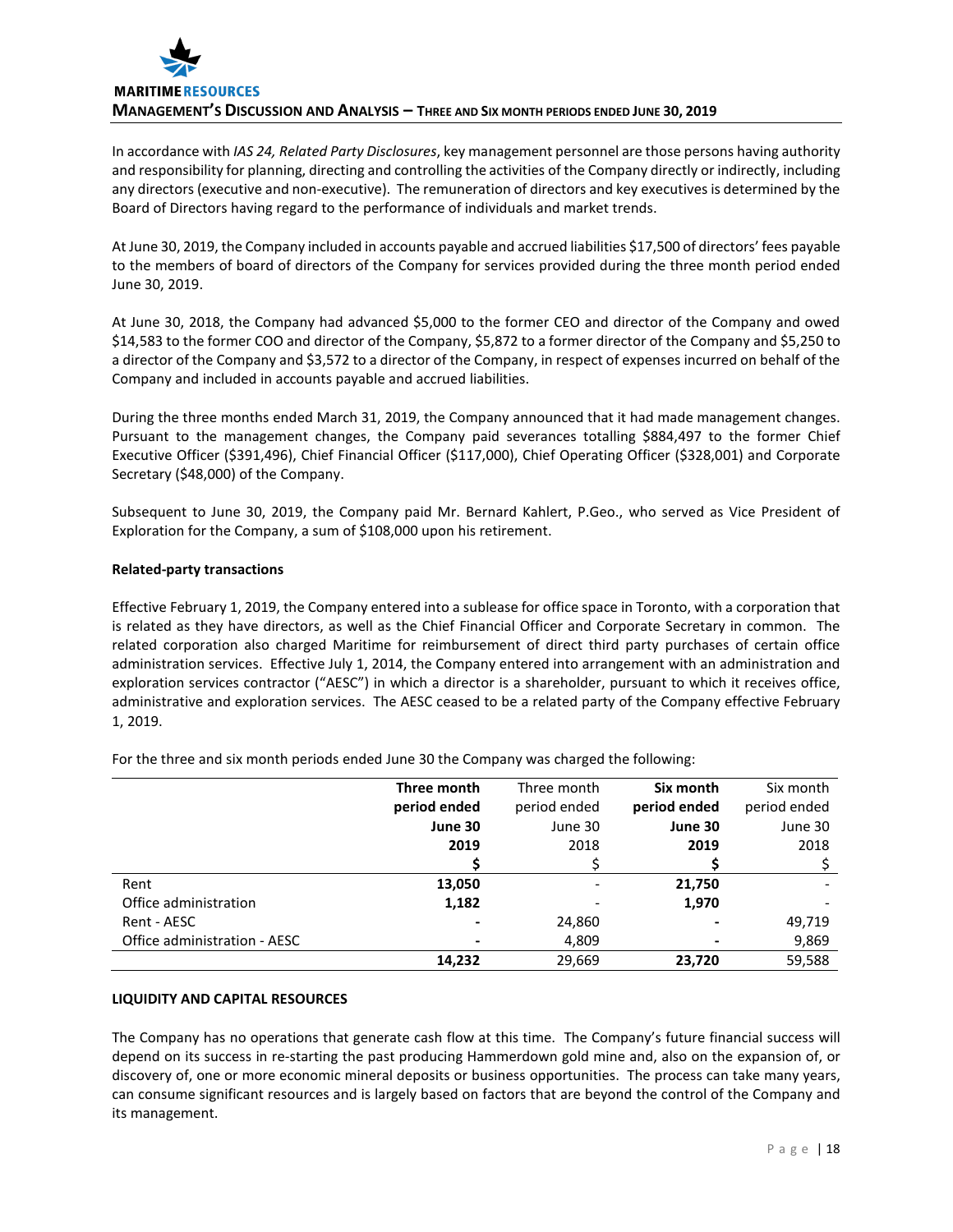In accordance with *IAS 24, Related Party Disclosures*, key management personnel are those persons having authority and responsibility for planning, directing and controlling the activities of the Company directly or indirectly, including any directors (executive and non-executive). The remuneration of directors and key executives is determined by the Board of Directors having regard to the performance of individuals and market trends.

At June 30, 2019, the Company included in accounts payable and accrued liabilities $17,500 of directors' fees payable to the members of board of directors of the Company for services provided during the three month period ended June 30, 2019.

At June 30, 2018, the Company had advanced $5,000 to the former CEO and director of the Company and owed $14,583 to the former COO and director of the Company, $5,872 to a former director of the Company and $5,250 to a director of the Company and $3,572 to a director of the Company, in respect of expenses incurred on behalf of the Company and included in accounts payable and accrued liabilities.

During the three months ended March 31, 2019, the Company announced that it had made management changes. Pursuant to the management changes, the Company paid severances totalling $884,497 to the former Chief Executive Officer ($391,496), Chief Financial Officer ($117,000), Chief Operating Officer ($328,001) and Corporate Secretary ($48,000) of the Company.

Subsequent to June 30, 2019, the Company paid Mr. Bernard Kahlert, P.Geo., who served as Vice President of Exploration for the Company, a sum of $108,000 upon his retirement.

**Related-party transactions**

Effective February 1, 2019, the Company entered into a sublease for office space in Toronto, with a corporation that is related as they have directors, as well as the Chief Financial Officer and Corporate Secretary in common. The related corporation also charged Maritime for reimbursement of direct third party purchases of certain office administration services. Effective July 1, 2014, the Company entered into arrangement with an administration and exploration services contractor ("AESC") in which a director is a shareholder, pursuant to which it receives office, administrative and exploration services. The AESC ceased to be a related party of the Company effective February 1, 2019.

For the three and six month periods ended June 30 the Company was charged the following:

| | **Three month period ended June 30 2019** | Three month period ended June 30 2018 | **Six month period ended June 30 2019** | Six month period ended June 30 2018 |
|---|---|---|---|---|
| | **$** | $ | **$** | $ |
| Rent | **13,050** | - | **21,750** | - |
| Office administration | **1,182** | - | **1,970** | - |
| Rent - AESC | **-** | 24,860 | **-** | 49,719 |
| Office administration - AESC | **-** | 4,809 | **-** | 9,869 |
| | **14,232** | 29,669 | **23,720** | 59,588 |

**LIQUIDITY AND CAPITAL RESOURCES**

The Company has no operations that generate cash flow at this time. The Company's future financial success will depend on its success in re-starting the past producing Hammerdown gold mine and, also on the expansion of, or discovery of, one or more economic mineral deposits or business opportunities. The process can take many years, can consume significant resources and is largely based on factors that are beyond the control of the Company and its management.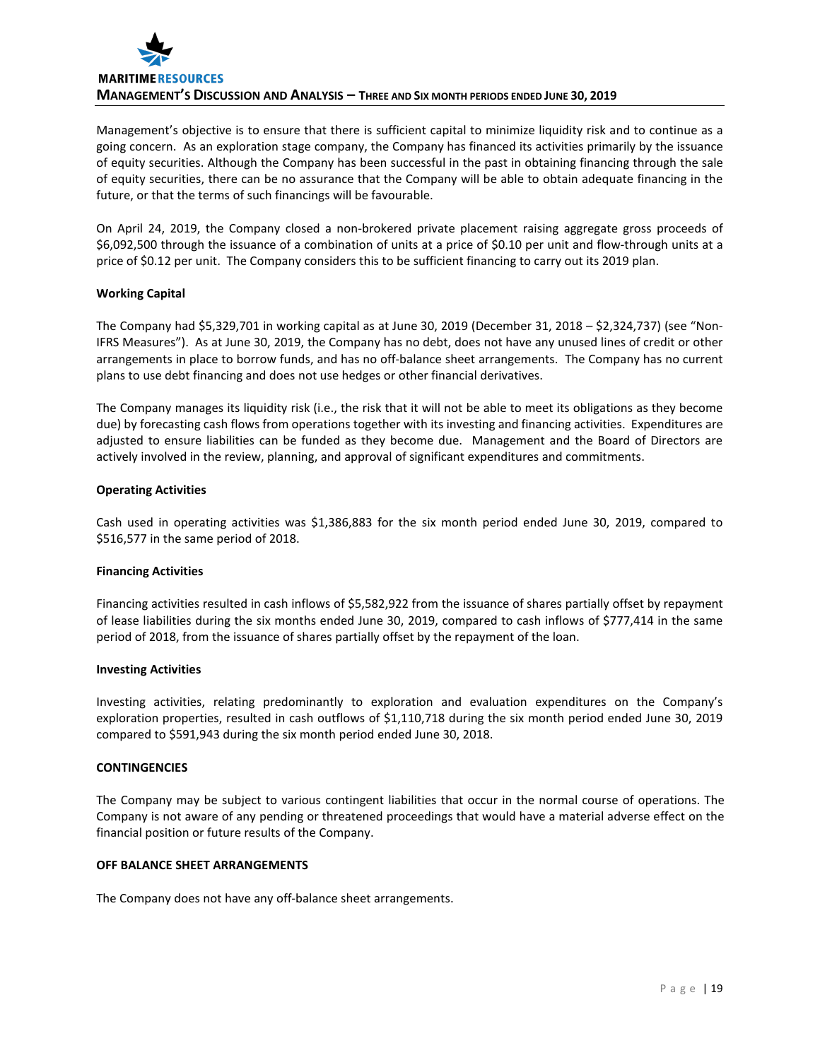Management's objective is to ensure that there is sufficient capital to minimize liquidity risk and to continue as a going concern. As an exploration stage company, the Company has financed its activities primarily by the issuance of equity securities. Although the Company has been successful in the past in obtaining financing through the sale of equity securities, there can be no assurance that the Company will be able to obtain adequate financing in the future, or that the terms of such financings will be favourable.

On April 24, 2019, the Company closed a non-brokered private placement raising aggregate gross proceeds of $6,092,500 through the issuance of a combination of units at a price of $0.10 per unit and flow-through units at a price of $0.12 per unit. The Company considers this to be sufficient financing to carry out its 2019 plan.

**Working Capital**

The Company had $5,329,701 in working capital as at June 30, 2019 (December 31, 2018 – $2,324,737) (see "Non-IFRS Measures"). As at June 30, 2019, the Company has no debt, does not have any unused lines of credit or other arrangements in place to borrow funds, and has no off-balance sheet arrangements. The Company has no current plans to use debt financing and does not use hedges or other financial derivatives.

The Company manages its liquidity risk (i.e., the risk that it will not be able to meet its obligations as they become due) by forecasting cash flows from operations together with its investing and financing activities. Expenditures are adjusted to ensure liabilities can be funded as they become due. Management and the Board of Directors are actively involved in the review, planning, and approval of significant expenditures and commitments.

**Operating Activities**

Cash used in operating activities was $1,386,883 for the six month period ended June 30, 2019, compared to $516,577 in the same period of 2018.

**Financing Activities**

Financing activities resulted in cash inflows of $5,582,922 from the issuance of shares partially offset by repayment of lease liabilities during the six months ended June 30, 2019, compared to cash inflows of $777,414 in the same period of 2018, from the issuance of shares partially offset by the repayment of the loan.

**Investing Activities**

Investing activities, relating predominantly to exploration and evaluation expenditures on the Company's exploration properties, resulted in cash outflows of $1,110,718 during the six month period ended June 30, 2019 compared to $591,943 during the six month period ended June 30, 2018.

## CONTINGENCIES

The Company may be subject to various contingent liabilities that occur in the normal course of operations. The Company is not aware of any pending or threatened proceedings that would have a material adverse effect on the financial position or future results of the Company.

## OFF BALANCE SHEET ARRANGEMENTS

The Company does not have any off-balance sheet arrangements.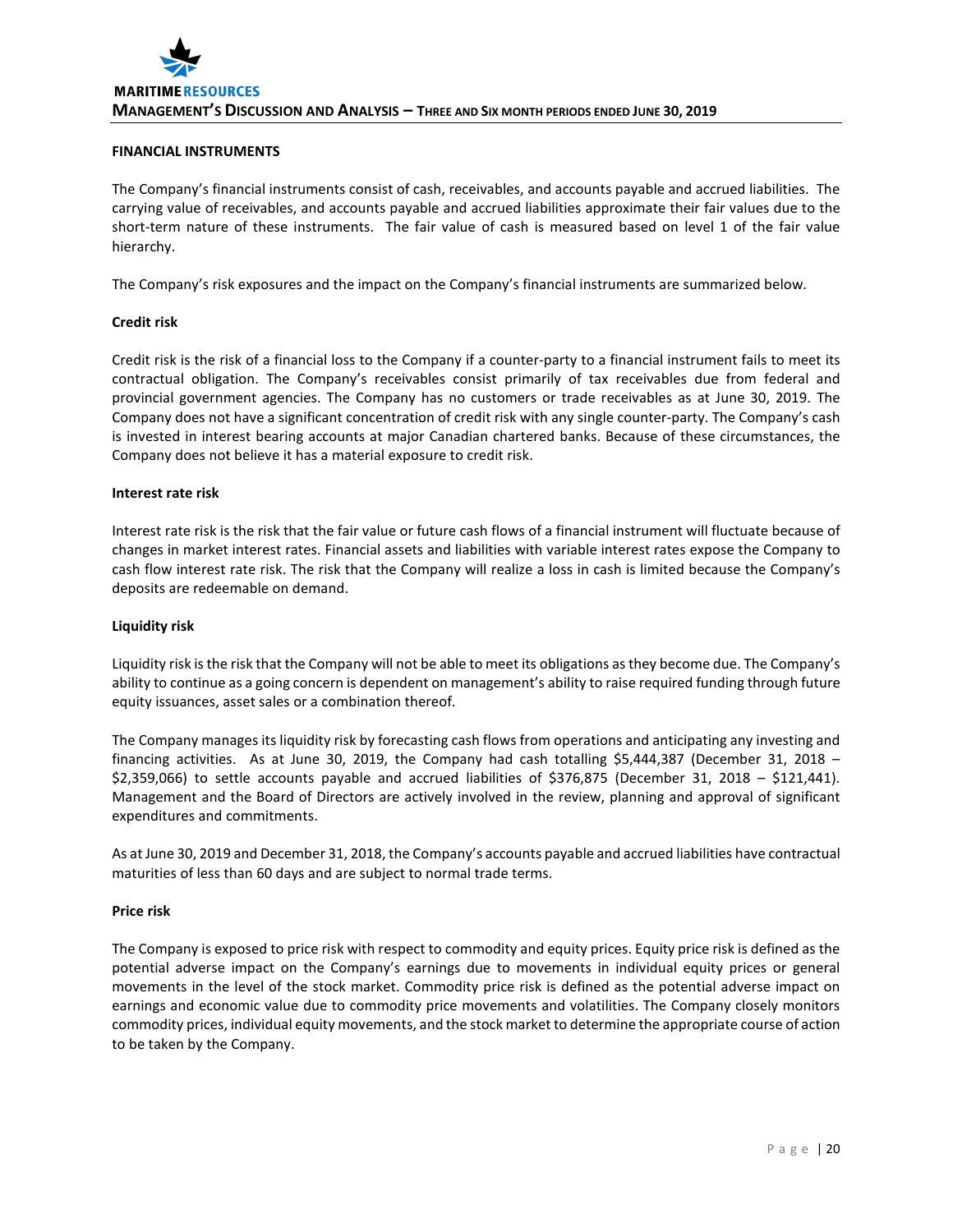## FINANCIAL INSTRUMENTS

The Company's financial instruments consist of cash, receivables, and accounts payable and accrued liabilities. The carrying value of receivables, and accounts payable and accrued liabilities approximate their fair values due to the short-term nature of these instruments. The fair value of cash is measured based on level 1 of the fair value hierarchy.

The Company's risk exposures and the impact on the Company's financial instruments are summarized below.

### Credit risk

Credit risk is the risk of a financial loss to the Company if a counter-party to a financial instrument fails to meet its contractual obligation. The Company's receivables consist primarily of tax receivables due from federal and provincial government agencies. The Company has no customers or trade receivables as at June 30, 2019. The Company does not have a significant concentration of credit risk with any single counter-party. The Company's cash is invested in interest bearing accounts at major Canadian chartered banks. Because of these circumstances, the Company does not believe it has a material exposure to credit risk.

### Interest rate risk

Interest rate risk is the risk that the fair value or future cash flows of a financial instrument will fluctuate because of changes in market interest rates. Financial assets and liabilities with variable interest rates expose the Company to cash flow interest rate risk. The risk that the Company will realize a loss in cash is limited because the Company's deposits are redeemable on demand.

### Liquidity risk

Liquidity risk is the risk that the Company will not be able to meet its obligations as they become due. The Company's ability to continue as a going concern is dependent on management's ability to raise required funding through future equity issuances, asset sales or a combination thereof.

The Company manages its liquidity risk by forecasting cash flows from operations and anticipating any investing and financing activities. As at June 30, 2019, the Company had cash totalling $5,444,387 (December 31, 2018 – $2,359,066) to settle accounts payable and accrued liabilities of $376,875 (December 31, 2018 – $121,441). Management and the Board of Directors are actively involved in the review, planning and approval of significant expenditures and commitments.

As at June 30, 2019 and December 31, 2018, the Company's accounts payable and accrued liabilities have contractual maturities of less than 60 days and are subject to normal trade terms.

### Price risk

The Company is exposed to price risk with respect to commodity and equity prices. Equity price risk is defined as the potential adverse impact on the Company's earnings due to movements in individual equity prices or general movements in the level of the stock market. Commodity price risk is defined as the potential adverse impact on earnings and economic value due to commodity price movements and volatilities. The Company closely monitors commodity prices, individual equity movements, and the stock market to determine the appropriate course of action to be taken by the Company.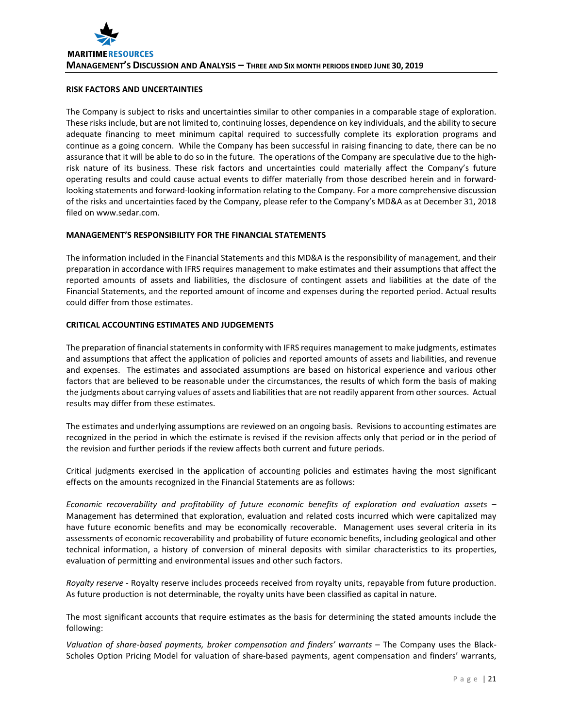## RISK FACTORS AND UNCERTAINTIES

The Company is subject to risks and uncertainties similar to other companies in a comparable stage of exploration. These risks include, but are not limited to, continuing losses, dependence on key individuals, and the ability to secure adequate financing to meet minimum capital required to successfully complete its exploration programs and continue as a going concern. While the Company has been successful in raising financing to date, there can be no assurance that it will be able to do so in the future. The operations of the Company are speculative due to the high-risk nature of its business. These risk factors and uncertainties could materially affect the Company's future operating results and could cause actual events to differ materially from those described herein and in forward-looking statements and forward-looking information relating to the Company. For a more comprehensive discussion of the risks and uncertainties faced by the Company, please refer to the Company's MD&A as at December 31, 2018 filed on www.sedar.com.

## MANAGEMENT'S RESPONSIBILITY FOR THE FINANCIAL STATEMENTS

The information included in the Financial Statements and this MD&A is the responsibility of management, and their preparation in accordance with IFRS requires management to make estimates and their assumptions that affect the reported amounts of assets and liabilities, the disclosure of contingent assets and liabilities at the date of the Financial Statements, and the reported amount of income and expenses during the reported period. Actual results could differ from those estimates.

## CRITICAL ACCOUNTING ESTIMATES AND JUDGEMENTS

The preparation of financial statements in conformity with IFRS requires management to make judgments, estimates and assumptions that affect the application of policies and reported amounts of assets and liabilities, and revenue and expenses. The estimates and associated assumptions are based on historical experience and various other factors that are believed to be reasonable under the circumstances, the results of which form the basis of making the judgments about carrying values of assets and liabilities that are not readily apparent from other sources. Actual results may differ from these estimates.

The estimates and underlying assumptions are reviewed on an ongoing basis. Revisions to accounting estimates are recognized in the period in which the estimate is revised if the revision affects only that period or in the period of the revision and further periods if the review affects both current and future periods.

Critical judgments exercised in the application of accounting policies and estimates having the most significant effects on the amounts recognized in the Financial Statements are as follows:

*Economic recoverability and profitability of future economic benefits of exploration and evaluation assets* – Management has determined that exploration, evaluation and related costs incurred which were capitalized may have future economic benefits and may be economically recoverable. Management uses several criteria in its assessments of economic recoverability and probability of future economic benefits, including geological and other technical information, a history of conversion of mineral deposits with similar characteristics to its properties, evaluation of permitting and environmental issues and other such factors.

*Royalty reserve* - Royalty reserve includes proceeds received from royalty units, repayable from future production. As future production is not determinable, the royalty units have been classified as capital in nature.

The most significant accounts that require estimates as the basis for determining the stated amounts include the following:

*Valuation of share-based payments, broker compensation and finders' warrants* – The Company uses the Black-Scholes Option Pricing Model for valuation of share-based payments, agent compensation and finders' warrants,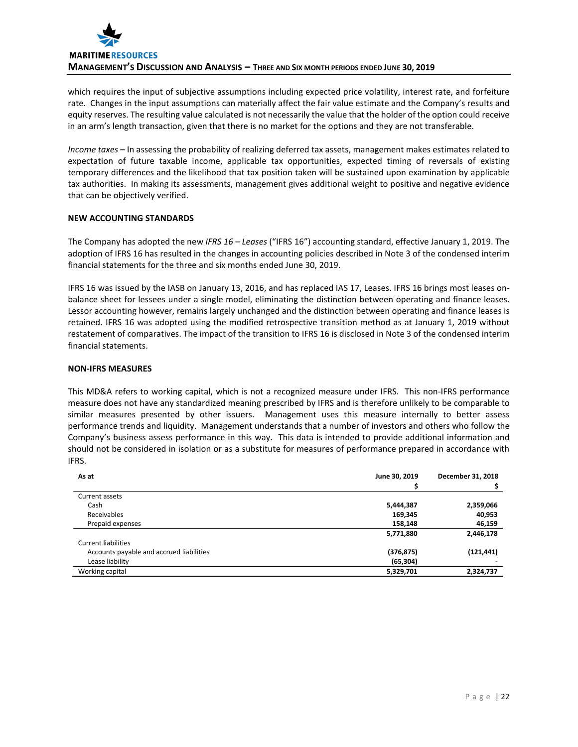which requires the input of subjective assumptions including expected price volatility, interest rate, and forfeiture rate. Changes in the input assumptions can materially affect the fair value estimate and the Company's results and equity reserves. The resulting value calculated is not necessarily the value that the holder of the option could receive in an arm's length transaction, given that there is no market for the options and they are not transferable.

*Income taxes* – In assessing the probability of realizing deferred tax assets, management makes estimates related to expectation of future taxable income, applicable tax opportunities, expected timing of reversals of existing temporary differences and the likelihood that tax position taken will be sustained upon examination by applicable tax authorities. In making its assessments, management gives additional weight to positive and negative evidence that can be objectively verified.

## NEW ACCOUNTING STANDARDS

The Company has adopted the new *IFRS 16 – Leases* ("IFRS 16") accounting standard, effective January 1, 2019. The adoption of IFRS 16 has resulted in the changes in accounting policies described in Note 3 of the condensed interim financial statements for the three and six months ended June 30, 2019.

IFRS 16 was issued by the IASB on January 13, 2016, and has replaced IAS 17, Leases. IFRS 16 brings most leases on-balance sheet for lessees under a single model, eliminating the distinction between operating and finance leases. Lessor accounting however, remains largely unchanged and the distinction between operating and finance leases is retained. IFRS 16 was adopted using the modified retrospective transition method as at January 1, 2019 without restatement of comparatives. The impact of the transition to IFRS 16 is disclosed in Note 3 of the condensed interim financial statements.

## NON-IFRS MEASURES

This MD&A refers to working capital, which is not a recognized measure under IFRS. This non-IFRS performance measure does not have any standardized meaning prescribed by IFRS and is therefore unlikely to be comparable to similar measures presented by other issuers. Management uses this measure internally to better assess performance trends and liquidity. Management understands that a number of investors and others who follow the Company's business assess performance in this way. This data is intended to provide additional information and should not be considered in isolation or as a substitute for measures of performance prepared in accordance with IFRS.

| As at | June 30, 2019<br>$ | December 31, 2018<br>$ |
|---|---|---|
| Current assets | | |
| Cash | 5,444,387 | 2,359,066 |
| Receivables | 169,345 | 40,953 |
| Prepaid expenses | 158,148 | 46,159 |
| | 5,771,880 | 2,446,178 |
| Current liabilities | | |
| Accounts payable and accrued liabilities | (376,875) | (121,441) |
| Lease liability | (65,304) | - |
| Working capital | 5,329,701 | 2,324,737 |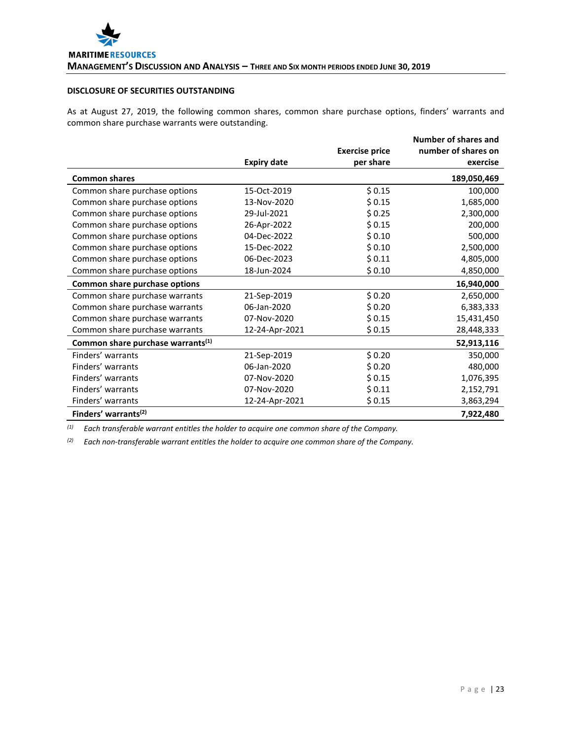## DISCLOSURE OF SECURITIES OUTSTANDING

As at August 27, 2019, the following common shares, common share purchase options, finders' warrants and common share purchase warrants were outstanding.

| | Expiry date | Exercise price per share | Number of shares and number of shares on exercise |
|---|---|---|---|
| **Common shares** | | | **189,050,469** |
| Common share purchase options | 15-Oct-2019 | $ 0.15 | 100,000 |
| Common share purchase options | 13-Nov-2020 | $ 0.15 | 1,685,000 |
| Common share purchase options | 29-Jul-2021 | $ 0.25 | 2,300,000 |
| Common share purchase options | 26-Apr-2022 | $ 0.15 | 200,000 |
| Common share purchase options | 04-Dec-2022 | $ 0.10 | 500,000 |
| Common share purchase options | 15-Dec-2022 | $ 0.10 | 2,500,000 |
| Common share purchase options | 06-Dec-2023 | $ 0.11 | 4,805,000 |
| Common share purchase options | 18-Jun-2024 | $ 0.10 | 4,850,000 |
| **Common share purchase options** | | | **16,940,000** |
| Common share purchase warrants | 21-Sep-2019 | $ 0.20 | 2,650,000 |
| Common share purchase warrants | 06-Jan-2020 | $ 0.20 | 6,383,333 |
| Common share purchase warrants | 07-Nov-2020 | $ 0.15 | 15,431,450 |
| Common share purchase warrants | 12-24-Apr-2021 | $ 0.15 | 28,448,333 |
| **Common share purchase warrants(1)** | | | **52,913,116** |
| Finders' warrants | 21-Sep-2019 | $ 0.20 | 350,000 |
| Finders' warrants | 06-Jan-2020 | $ 0.20 | 480,000 |
| Finders' warrants | 07-Nov-2020 | $ 0.15 | 1,076,395 |
| Finders' warrants | 07-Nov-2020 | $ 0.11 | 2,152,791 |
| Finders' warrants | 12-24-Apr-2021 | $ 0.15 | 3,863,294 |
| **Finders' warrants(2)** | | | **7,922,480** |

*(1) Each transferable warrant entitles the holder to acquire one common share of the Company.*

*(2) Each non-transferable warrant entitles the holder to acquire one common share of the Company.*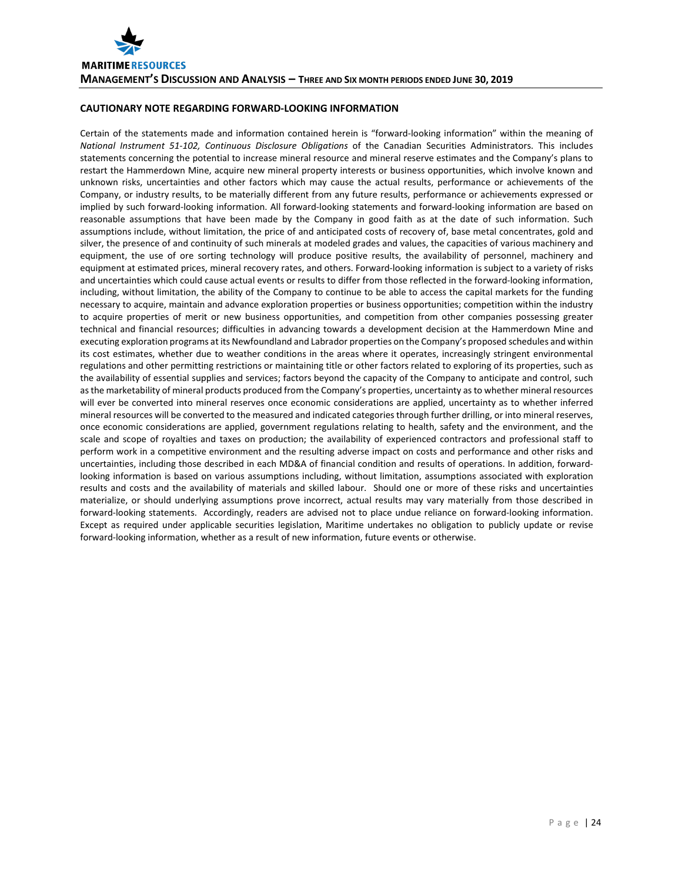## CAUTIONARY NOTE REGARDING FORWARD-LOOKING INFORMATION

Certain of the statements made and information contained herein is "forward-looking information" within the meaning of *National Instrument 51-102, Continuous Disclosure Obligations* of the Canadian Securities Administrators. This includes statements concerning the potential to increase mineral resource and mineral reserve estimates and the Company's plans to restart the Hammerdown Mine, acquire new mineral property interests or business opportunities, which involve known and unknown risks, uncertainties and other factors which may cause the actual results, performance or achievements of the Company, or industry results, to be materially different from any future results, performance or achievements expressed or implied by such forward-looking information. All forward-looking statements and forward-looking information are based on reasonable assumptions that have been made by the Company in good faith as at the date of such information. Such assumptions include, without limitation, the price of and anticipated costs of recovery of, base metal concentrates, gold and silver, the presence of and continuity of such minerals at modeled grades and values, the capacities of various machinery and equipment, the use of ore sorting technology will produce positive results, the availability of personnel, machinery and equipment at estimated prices, mineral recovery rates, and others. Forward-looking information is subject to a variety of risks and uncertainties which could cause actual events or results to differ from those reflected in the forward-looking information, including, without limitation, the ability of the Company to continue to be able to access the capital markets for the funding necessary to acquire, maintain and advance exploration properties or business opportunities; competition within the industry to acquire properties of merit or new business opportunities, and competition from other companies possessing greater technical and financial resources; difficulties in advancing towards a development decision at the Hammerdown Mine and executing exploration programs at its Newfoundland and Labrador properties on the Company's proposed schedules and within its cost estimates, whether due to weather conditions in the areas where it operates, increasingly stringent environmental regulations and other permitting restrictions or maintaining title or other factors related to exploring of its properties, such as the availability of essential supplies and services; factors beyond the capacity of the Company to anticipate and control, such as the marketability of mineral products produced from the Company's properties, uncertainty as to whether mineral resources will ever be converted into mineral reserves once economic considerations are applied, uncertainty as to whether inferred mineral resources will be converted to the measured and indicated categories through further drilling, or into mineral reserves, once economic considerations are applied, government regulations relating to health, safety and the environment, and the scale and scope of royalties and taxes on production; the availability of experienced contractors and professional staff to perform work in a competitive environment and the resulting adverse impact on costs and performance and other risks and uncertainties, including those described in each MD&A of financial condition and results of operations. In addition, forward-looking information is based on various assumptions including, without limitation, assumptions associated with exploration results and costs and the availability of materials and skilled labour. Should one or more of these risks and uncertainties materialize, or should underlying assumptions prove incorrect, actual results may vary materially from those described in forward-looking statements. Accordingly, readers are advised not to place undue reliance on forward-looking information. Except as required under applicable securities legislation, Maritime undertakes no obligation to publicly update or revise forward-looking information, whether as a result of new information, future events or otherwise.